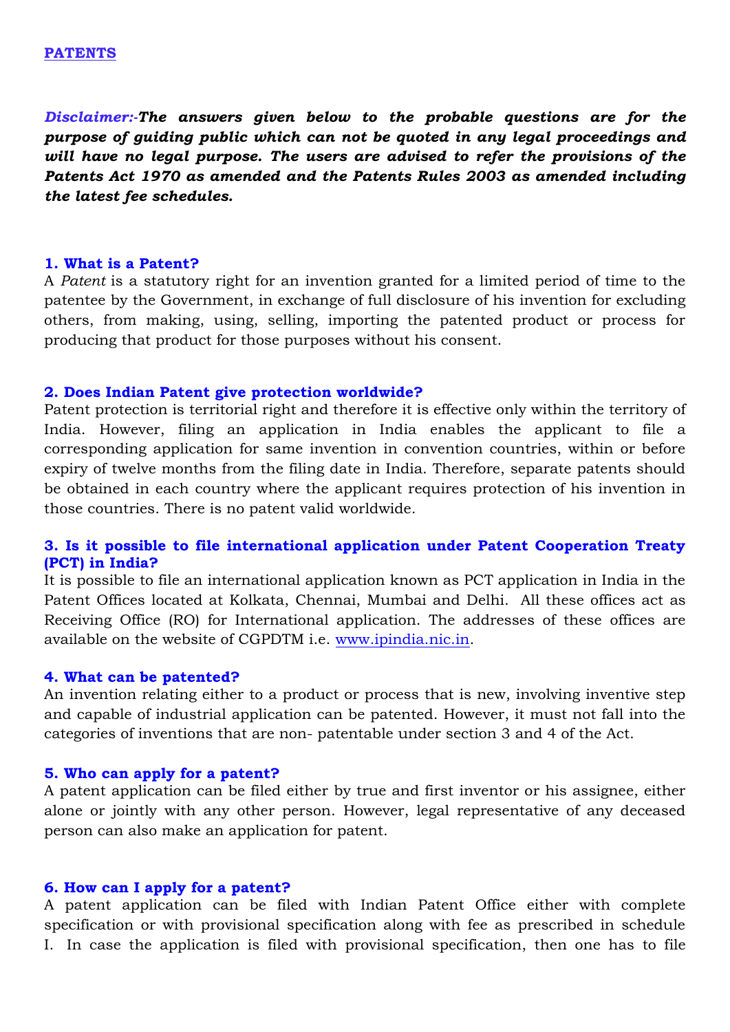# PATENTS

***Disclaimer:-The answers given below to the probable questions are for the purpose of guiding public which can not be quoted in any legal proceedings and will have no legal purpose. The users are advised to refer the provisions of the Patents Act 1970 as amended and the Patents Rules 2003 as amended including the latest fee schedules.***

### 1. What is a Patent?

A *Patent* is a statutory right for an invention granted for a limited period of time to the patentee by the Government, in exchange of full disclosure of his invention for excluding others, from making, using, selling, importing the patented product or process for producing that product for those purposes without his consent.

### 2. Does Indian Patent give protection worldwide?

Patent protection is territorial right and therefore it is effective only within the territory of India. However, filing an application in India enables the applicant to file a corresponding application for same invention in convention countries, within or before expiry of twelve months from the filing date in India. Therefore, separate patents should be obtained in each country where the applicant requires protection of his invention in those countries. There is no patent valid worldwide.

### 3. Is it possible to file international application under Patent Cooperation Treaty (PCT) in India?

It is possible to file an international application known as PCT application in India in the Patent Offices located at Kolkata, Chennai, Mumbai and Delhi. All these offices act as Receiving Office (RO) for International application. The addresses of these offices are available on the website of CGPDTM i.e. www.ipindia.nic.in.

### 4. What can be patented?

An invention relating either to a product or process that is new, involving inventive step and capable of industrial application can be patented. However, it must not fall into the categories of inventions that are non- patentable under section 3 and 4 of the Act.

### 5. Who can apply for a patent?

A patent application can be filed either by true and first inventor or his assignee, either alone or jointly with any other person. However, legal representative of any deceased person can also make an application for patent.

### 6. How can I apply for a patent?

A patent application can be filed with Indian Patent Office either with complete specification or with provisional specification along with fee as prescribed in schedule I. In case the application is filed with provisional specification, then one has to file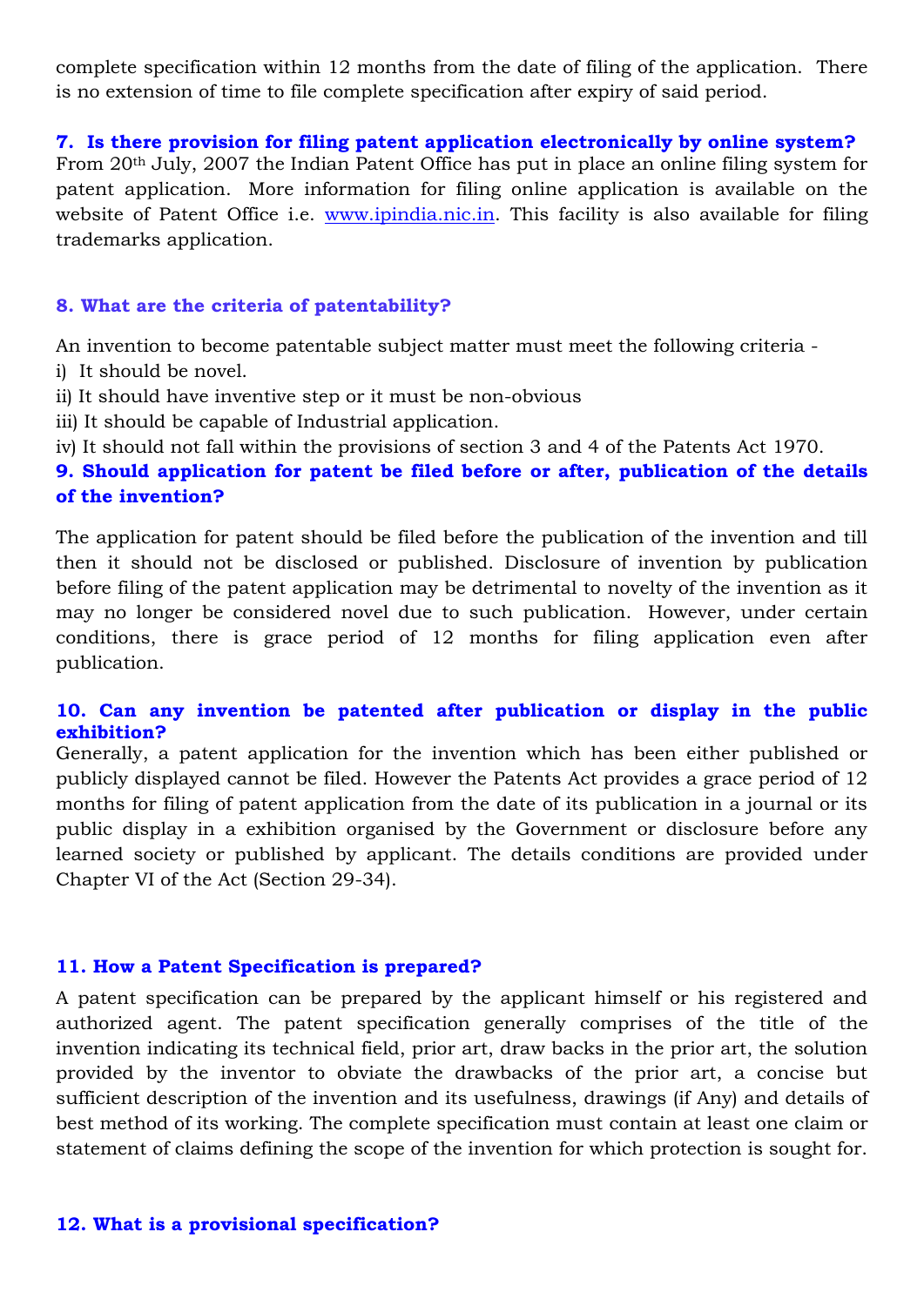complete specification within 12 months from the date of filing of the application. There is no extension of time to file complete specification after expiry of said period.

### 7. Is there provision for filing patent application electronically by online system?

From 20th July, 2007 the Indian Patent Office has put in place an online filing system for patent application. More information for filing online application is available on the website of Patent Office i.e. www.ipindia.nic.in. This facility is also available for filing trademarks application.

### 8. What are the criteria of patentability?

An invention to become patentable subject matter must meet the following criteria -

i) It should be novel.
ii) It should have inventive step or it must be non-obvious
iii) It should be capable of Industrial application.
iv) It should not fall within the provisions of section 3 and 4 of the Patents Act 1970.

### 9. Should application for patent be filed before or after, publication of the details of the invention?

The application for patent should be filed before the publication of the invention and till then it should not be disclosed or published. Disclosure of invention by publication before filing of the patent application may be detrimental to novelty of the invention as it may no longer be considered novel due to such publication. However, under certain conditions, there is grace period of 12 months for filing application even after publication.

### 10. Can any invention be patented after publication or display in the public exhibition?

Generally, a patent application for the invention which has been either published or publicly displayed cannot be filed. However the Patents Act provides a grace period of 12 months for filing of patent application from the date of its publication in a journal or its public display in a exhibition organised by the Government or disclosure before any learned society or published by applicant. The details conditions are provided under Chapter VI of the Act (Section 29-34).

### 11. How a Patent Specification is prepared?

A patent specification can be prepared by the applicant himself or his registered and authorized agent. The patent specification generally comprises of the title of the invention indicating its technical field, prior art, draw backs in the prior art, the solution provided by the inventor to obviate the drawbacks of the prior art, a concise but sufficient description of the invention and its usefulness, drawings (if Any) and details of best method of its working. The complete specification must contain at least one claim or statement of claims defining the scope of the invention for which protection is sought for.

### 12. What is a provisional specification?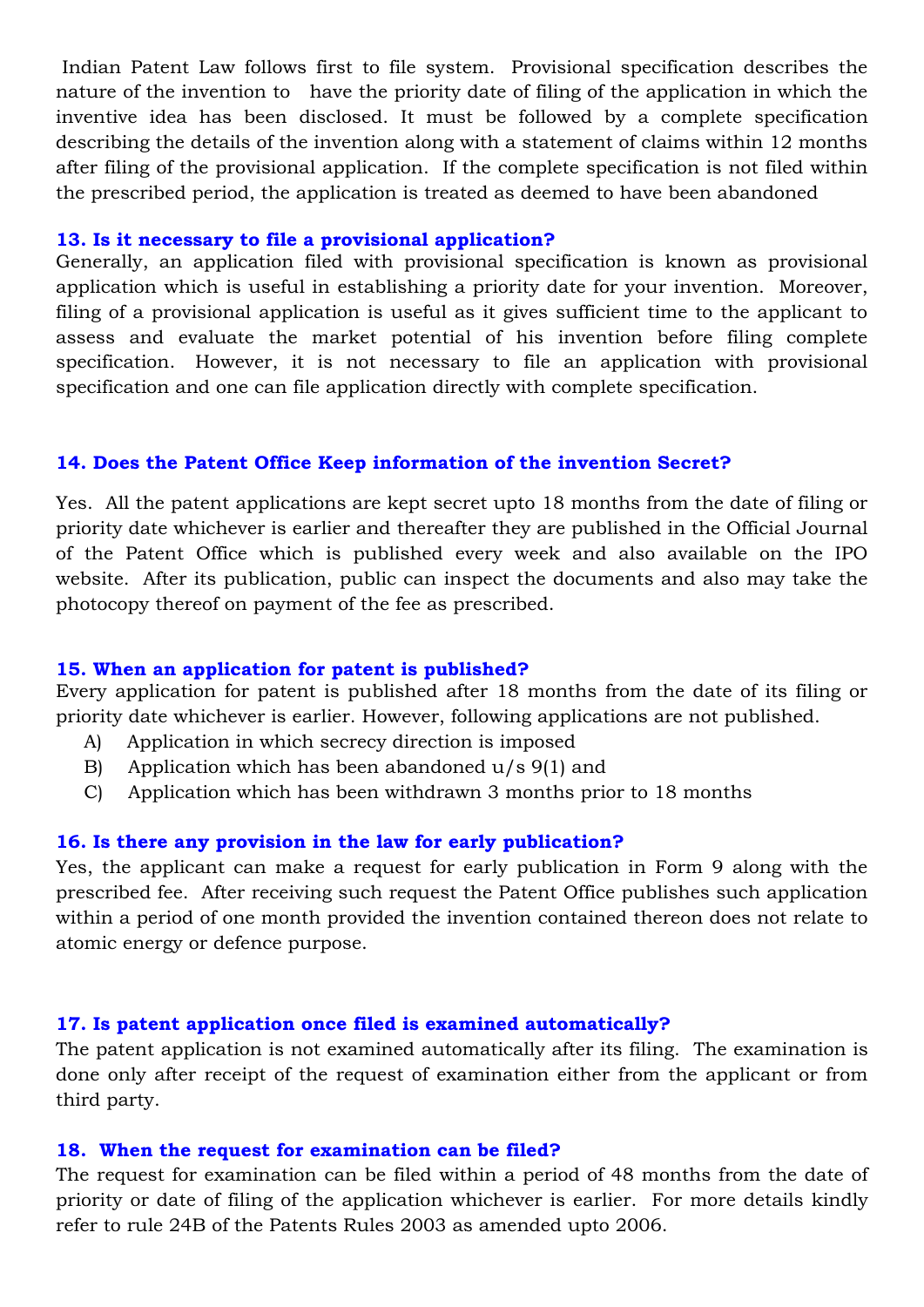Indian Patent Law follows first to file system. Provisional specification describes the nature of the invention to have the priority date of filing of the application in which the inventive idea has been disclosed. It must be followed by a complete specification describing the details of the invention along with a statement of claims within 12 months after filing of the provisional application. If the complete specification is not filed within the prescribed period, the application is treated as deemed to have been abandoned

### 13. Is it necessary to file a provisional application?

Generally, an application filed with provisional specification is known as provisional application which is useful in establishing a priority date for your invention. Moreover, filing of a provisional application is useful as it gives sufficient time to the applicant to assess and evaluate the market potential of his invention before filing complete specification. However, it is not necessary to file an application with provisional specification and one can file application directly with complete specification.

### 14. Does the Patent Office Keep information of the invention Secret?

Yes. All the patent applications are kept secret upto 18 months from the date of filing or priority date whichever is earlier and thereafter they are published in the Official Journal of the Patent Office which is published every week and also available on the IPO website. After its publication, public can inspect the documents and also may take the photocopy thereof on payment of the fee as prescribed.

### 15. When an application for patent is published?

Every application for patent is published after 18 months from the date of its filing or priority date whichever is earlier. However, following applications are not published.

A) Application in which secrecy direction is imposed
B) Application which has been abandoned u/s 9(1) and
C) Application which has been withdrawn 3 months prior to 18 months

### 16. Is there any provision in the law for early publication?

Yes, the applicant can make a request for early publication in Form 9 along with the prescribed fee. After receiving such request the Patent Office publishes such application within a period of one month provided the invention contained thereon does not relate to atomic energy or defence purpose.

### 17. Is patent application once filed is examined automatically?

The patent application is not examined automatically after its filing. The examination is done only after receipt of the request of examination either from the applicant or from third party.

### 18. When the request for examination can be filed?

The request for examination can be filed within a period of 48 months from the date of priority or date of filing of the application whichever is earlier. For more details kindly refer to rule 24B of the Patents Rules 2003 as amended upto 2006.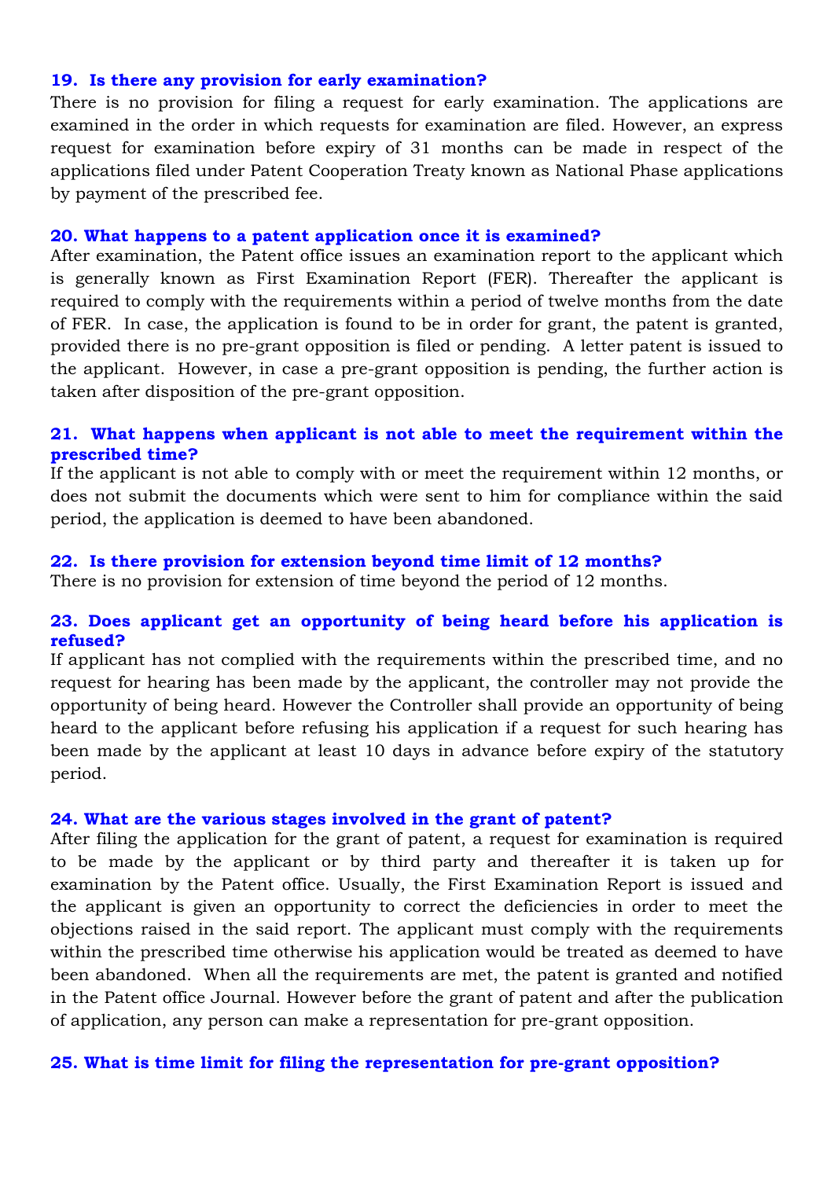#### 19. Is there any provision for early examination?

There is no provision for filing a request for early examination. The applications are examined in the order in which requests for examination are filed. However, an express request for examination before expiry of 31 months can be made in respect of the applications filed under Patent Cooperation Treaty known as National Phase applications by payment of the prescribed fee.

#### 20. What happens to a patent application once it is examined?

After examination, the Patent office issues an examination report to the applicant which is generally known as First Examination Report (FER). Thereafter the applicant is required to comply with the requirements within a period of twelve months from the date of FER. In case, the application is found to be in order for grant, the patent is granted, provided there is no pre-grant opposition is filed or pending. A letter patent is issued to the applicant. However, in case a pre-grant opposition is pending, the further action is taken after disposition of the pre-grant opposition.

#### 21. What happens when applicant is not able to meet the requirement within the prescribed time?

If the applicant is not able to comply with or meet the requirement within 12 months, or does not submit the documents which were sent to him for compliance within the said period, the application is deemed to have been abandoned.

#### 22. Is there provision for extension beyond time limit of 12 months?

There is no provision for extension of time beyond the period of 12 months.

#### 23. Does applicant get an opportunity of being heard before his application is refused?

If applicant has not complied with the requirements within the prescribed time, and no request for hearing has been made by the applicant, the controller may not provide the opportunity of being heard. However the Controller shall provide an opportunity of being heard to the applicant before refusing his application if a request for such hearing has been made by the applicant at least 10 days in advance before expiry of the statutory period.

#### 24. What are the various stages involved in the grant of patent?

After filing the application for the grant of patent, a request for examination is required to be made by the applicant or by third party and thereafter it is taken up for examination by the Patent office. Usually, the First Examination Report is issued and the applicant is given an opportunity to correct the deficiencies in order to meet the objections raised in the said report. The applicant must comply with the requirements within the prescribed time otherwise his application would be treated as deemed to have been abandoned. When all the requirements are met, the patent is granted and notified in the Patent office Journal. However before the grant of patent and after the publication of application, any person can make a representation for pre-grant opposition.

#### 25. What is time limit for filing the representation for pre-grant opposition?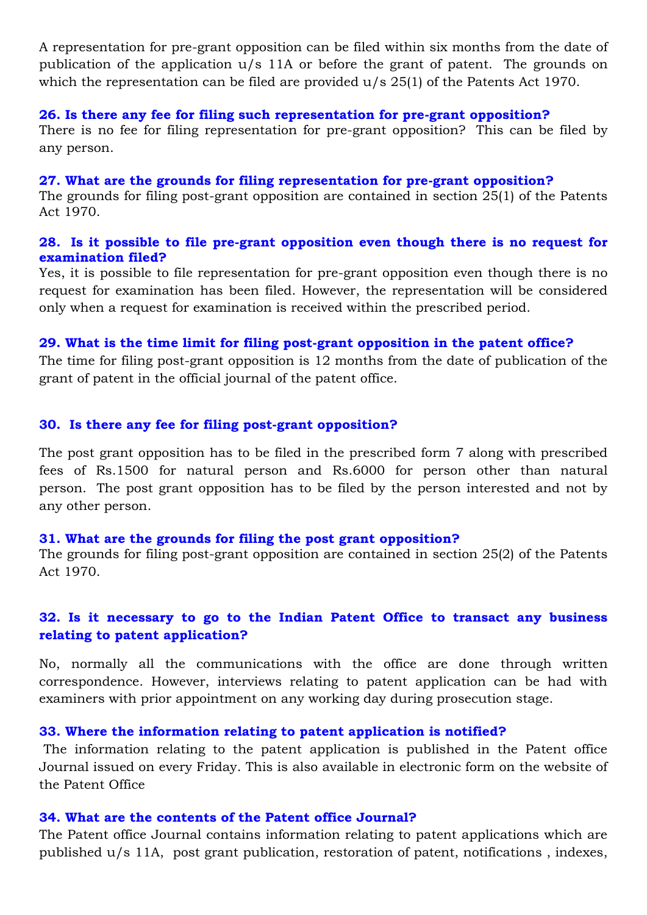A representation for pre-grant opposition can be filed within six months from the date of publication of the application u/s 11A or before the grant of patent. The grounds on which the representation can be filed are provided u/s 25(1) of the Patents Act 1970.

**26. Is there any fee for filing such representation for pre-grant opposition?**

There is no fee for filing representation for pre-grant opposition? This can be filed by any person.

**27. What are the grounds for filing representation for pre-grant opposition?**

The grounds for filing post-grant opposition are contained in section 25(1) of the Patents Act 1970.

**28. Is it possible to file pre-grant opposition even though there is no request for examination filed?**

Yes, it is possible to file representation for pre-grant opposition even though there is no request for examination has been filed. However, the representation will be considered only when a request for examination is received within the prescribed period.

**29. What is the time limit for filing post-grant opposition in the patent office?**

The time for filing post-grant opposition is 12 months from the date of publication of the grant of patent in the official journal of the patent office.

**30. Is there any fee for filing post-grant opposition?**

The post grant opposition has to be filed in the prescribed form 7 along with prescribed fees of Rs.1500 for natural person and Rs.6000 for person other than natural person. The post grant opposition has to be filed by the person interested and not by any other person.

**31. What are the grounds for filing the post grant opposition?**

The grounds for filing post-grant opposition are contained in section 25(2) of the Patents Act 1970.

**32. Is it necessary to go to the Indian Patent Office to transact any business relating to patent application?**

No, normally all the communications with the office are done through written correspondence. However, interviews relating to patent application can be had with examiners with prior appointment on any working day during prosecution stage.

**33. Where the information relating to patent application is notified?**

The information relating to the patent application is published in the Patent office Journal issued on every Friday. This is also available in electronic form on the website of the Patent Office

**34. What are the contents of the Patent office Journal?**

The Patent office Journal contains information relating to patent applications which are published u/s 11A, post grant publication, restoration of patent, notifications , indexes,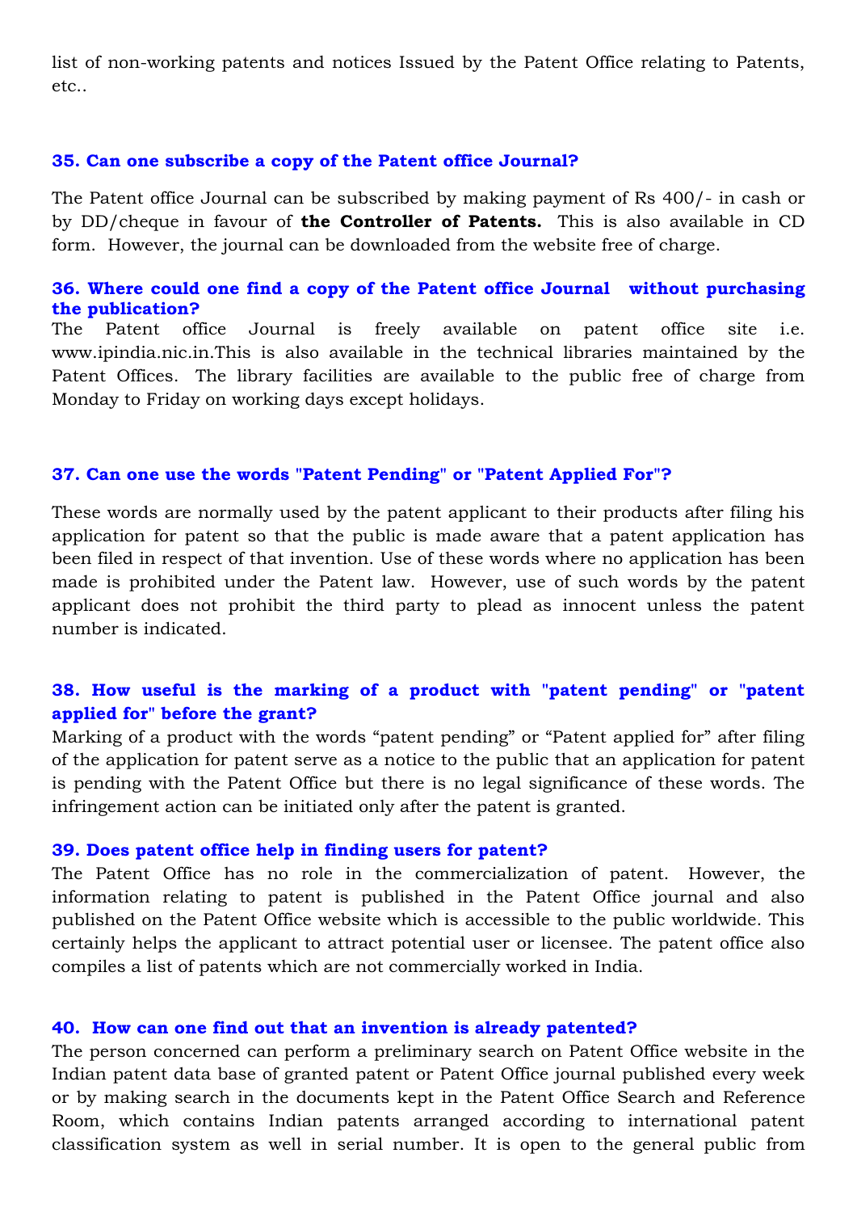list of non-working patents and notices Issued by the Patent Office relating to Patents, etc..

### 35. Can one subscribe a copy of the Patent office Journal?

The Patent office Journal can be subscribed by making payment of Rs 400/- in cash or by DD/cheque in favour of **the Controller of Patents.** This is also available in CD form. However, the journal can be downloaded from the website free of charge.

### 36. Where could one find a copy of the Patent office Journal without purchasing the publication?

The Patent office Journal is freely available on patent office site i.e. www.ipindia.nic.in.This is also available in the technical libraries maintained by the Patent Offices. The library facilities are available to the public free of charge from Monday to Friday on working days except holidays.

### 37. Can one use the words "Patent Pending" or "Patent Applied For"?

These words are normally used by the patent applicant to their products after filing his application for patent so that the public is made aware that a patent application has been filed in respect of that invention. Use of these words where no application has been made is prohibited under the Patent law. However, use of such words by the patent applicant does not prohibit the third party to plead as innocent unless the patent number is indicated.

### 38. How useful is the marking of a product with "patent pending" or "patent applied for" before the grant?

Marking of a product with the words “patent pending” or “Patent applied for” after filing of the application for patent serve as a notice to the public that an application for patent is pending with the Patent Office but there is no legal significance of these words. The infringement action can be initiated only after the patent is granted.

### 39. Does patent office help in finding users for patent?

The Patent Office has no role in the commercialization of patent. However, the information relating to patent is published in the Patent Office journal and also published on the Patent Office website which is accessible to the public worldwide. This certainly helps the applicant to attract potential user or licensee. The patent office also compiles a list of patents which are not commercially worked in India.

### 40. How can one find out that an invention is already patented?

The person concerned can perform a preliminary search on Patent Office website in the Indian patent data base of granted patent or Patent Office journal published every week or by making search in the documents kept in the Patent Office Search and Reference Room, which contains Indian patents arranged according to international patent classification system as well in serial number. It is open to the general public from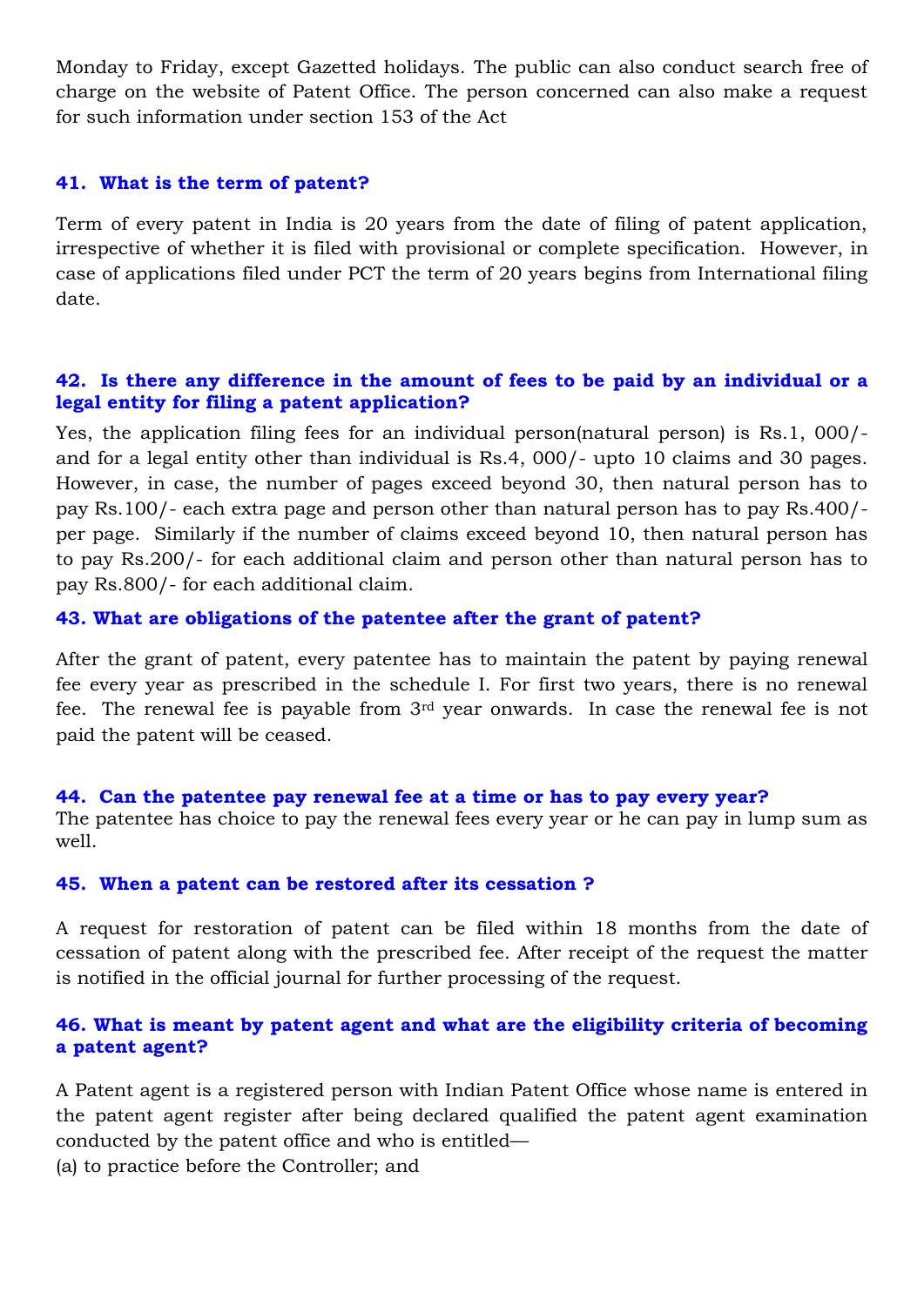Monday to Friday, except Gazetted holidays. The public can also conduct search free of charge on the website of Patent Office. The person concerned can also make a request for such information under section 153 of the Act

### 41. What is the term of patent?

Term of every patent in India is 20 years from the date of filing of patent application, irrespective of whether it is filed with provisional or complete specification. However, in case of applications filed under PCT the term of 20 years begins from International filing date.

### 42. Is there any difference in the amount of fees to be paid by an individual or a legal entity for filing a patent application?

Yes, the application filing fees for an individual person(natural person) is Rs.1, 000/- and for a legal entity other than individual is Rs.4, 000/- upto 10 claims and 30 pages. However, in case, the number of pages exceed beyond 30, then natural person has to pay Rs.100/- each extra page and person other than natural person has to pay Rs.400/- per page. Similarly if the number of claims exceed beyond 10, then natural person has to pay Rs.200/- for each additional claim and person other than natural person has to pay Rs.800/- for each additional claim.

### 43. What are obligations of the patentee after the grant of patent?

After the grant of patent, every patentee has to maintain the patent by paying renewal fee every year as prescribed in the schedule I. For first two years, there is no renewal fee. The renewal fee is payable from 3rd year onwards. In case the renewal fee is not paid the patent will be ceased.

### 44. Can the patentee pay renewal fee at a time or has to pay every year?

The patentee has choice to pay the renewal fees every year or he can pay in lump sum as well.

### 45. When a patent can be restored after its cessation ?

A request for restoration of patent can be filed within 18 months from the date of cessation of patent along with the prescribed fee. After receipt of the request the matter is notified in the official journal for further processing of the request.

### 46. What is meant by patent agent and what are the eligibility criteria of becoming a patent agent?

A Patent agent is a registered person with Indian Patent Office whose name is entered in the patent agent register after being declared qualified the patent agent examination conducted by the patent office and who is entitled—

(a) to practice before the Controller; and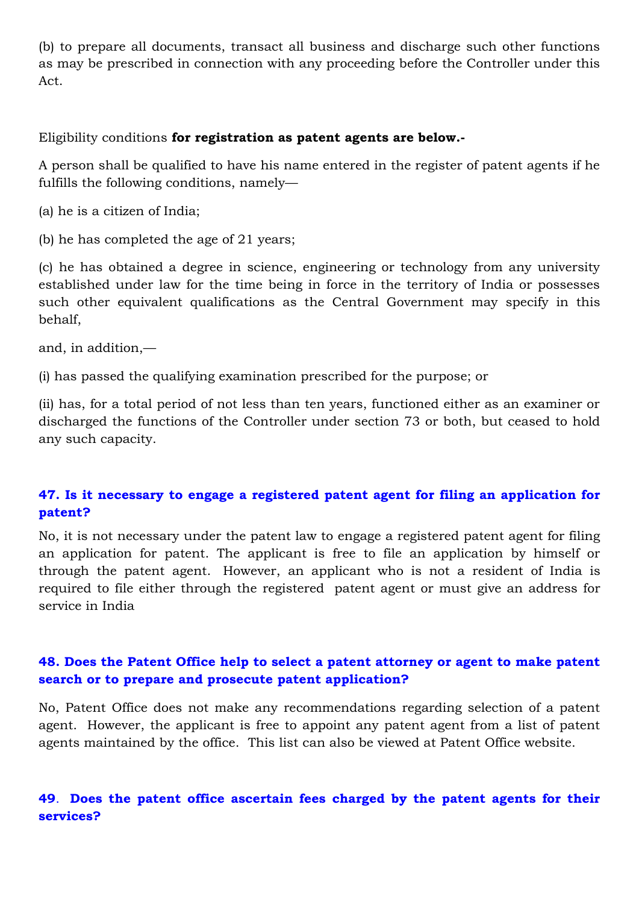(b) to prepare all documents, transact all business and discharge such other functions as may be prescribed in connection with any proceeding before the Controller under this Act.

Eligibility conditions **for registration as patent agents are below.-**

A person shall be qualified to have his name entered in the register of patent agents if he fulfills the following conditions, namely—

(a) he is a citizen of India;

(b) he has completed the age of 21 years;

(c) he has obtained a degree in science, engineering or technology from any university established under law for the time being in force in the territory of India or possesses such other equivalent qualifications as the Central Government may specify in this behalf,

and, in addition,—

(i) has passed the qualifying examination prescribed for the purpose; or

(ii) has, for a total period of not less than ten years, functioned either as an examiner or discharged the functions of the Controller under section 73 or both, but ceased to hold any such capacity.

### 47. Is it necessary to engage a registered patent agent for filing an application for patent?

No, it is not necessary under the patent law to engage a registered patent agent for filing an application for patent. The applicant is free to file an application by himself or through the patent agent. However, an applicant who is not a resident of India is required to file either through the registered patent agent or must give an address for service in India

### 48. Does the Patent Office help to select a patent attorney or agent to make patent search or to prepare and prosecute patent application?

No, Patent Office does not make any recommendations regarding selection of a patent agent. However, the applicant is free to appoint any patent agent from a list of patent agents maintained by the office. This list can also be viewed at Patent Office website.

### 49. Does the patent office ascertain fees charged by the patent agents for their services?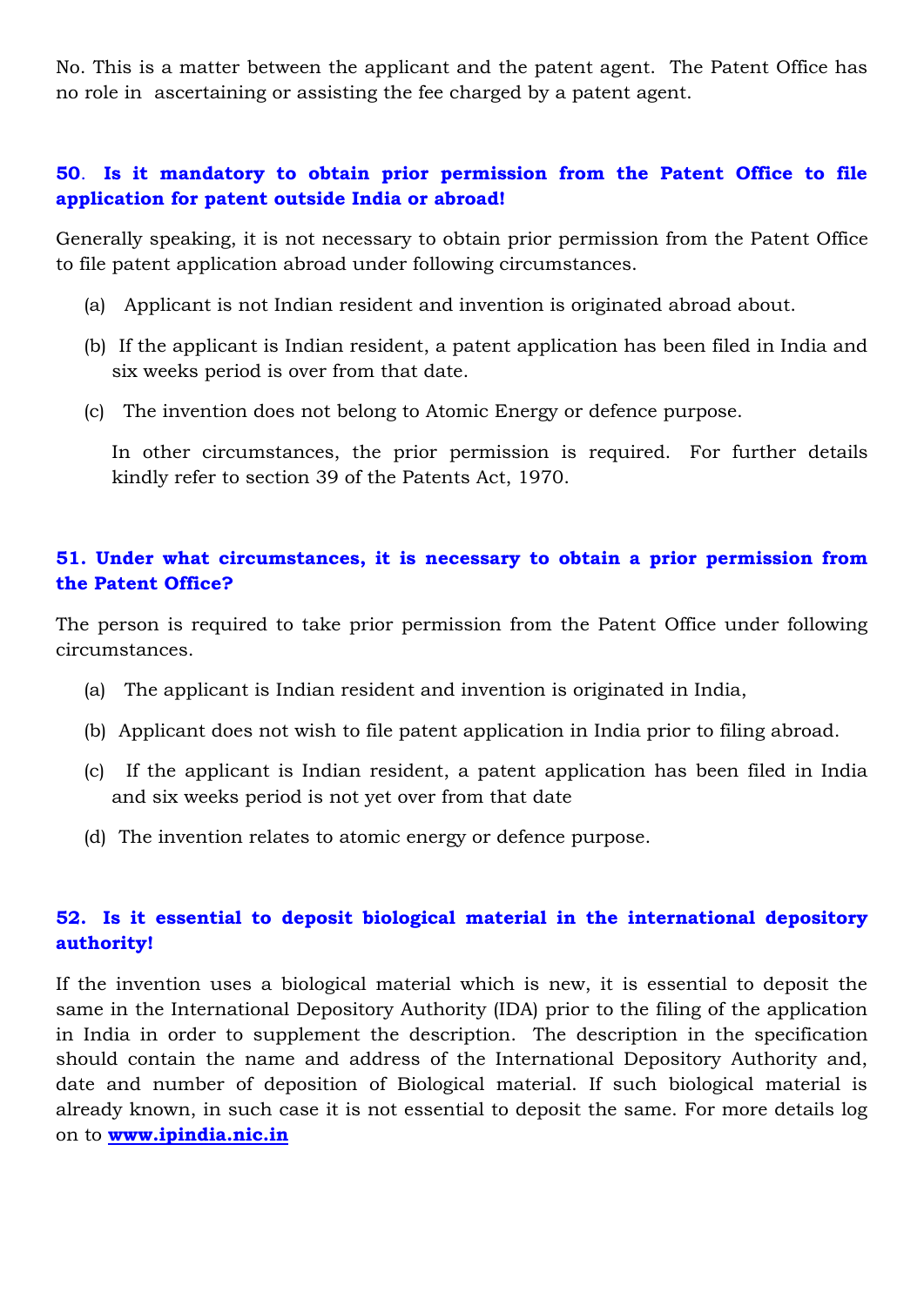No. This is a matter between the applicant and the patent agent. The Patent Office has no role in ascertaining or assisting the fee charged by a patent agent.

### 50. Is it mandatory to obtain prior permission from the Patent Office to file application for patent outside India or abroad!

Generally speaking, it is not necessary to obtain prior permission from the Patent Office to file patent application abroad under following circumstances.

(a) Applicant is not Indian resident and invention is originated abroad about.

(b) If the applicant is Indian resident, a patent application has been filed in India and six weeks period is over from that date.

(c) The invention does not belong to Atomic Energy or defence purpose.

In other circumstances, the prior permission is required. For further details kindly refer to section 39 of the Patents Act, 1970.

### 51. Under what circumstances, it is necessary to obtain a prior permission from the Patent Office?

The person is required to take prior permission from the Patent Office under following circumstances.

(a) The applicant is Indian resident and invention is originated in India,

(b) Applicant does not wish to file patent application in India prior to filing abroad.

(c) If the applicant is Indian resident, a patent application has been filed in India and six weeks period is not yet over from that date

(d) The invention relates to atomic energy or defence purpose.

### 52. Is it essential to deposit biological material in the international depository authority!

If the invention uses a biological material which is new, it is essential to deposit the same in the International Depository Authority (IDA) prior to the filing of the application in India in order to supplement the description. The description in the specification should contain the name and address of the International Depository Authority and, date and number of deposition of Biological material. If such biological material is already known, in such case it is not essential to deposit the same. For more details log on to **www.ipindia.nic.in**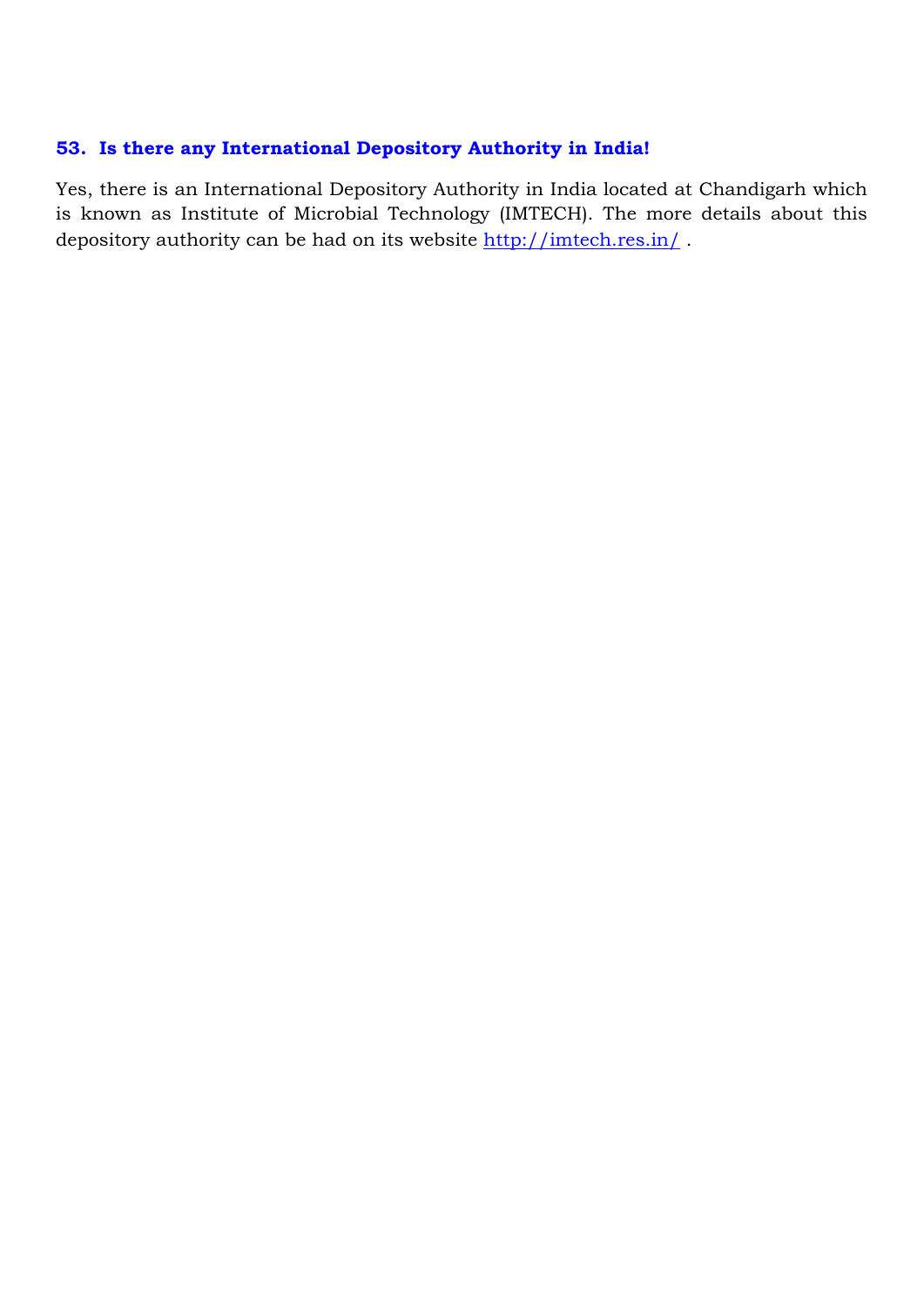### 53. Is there any International Depository Authority in India!

Yes, there is an International Depository Authority in India located at Chandigarh which is known as Institute of Microbial Technology (IMTECH). The more details about this depository authority can be had on its website http://imtech.res.in/ .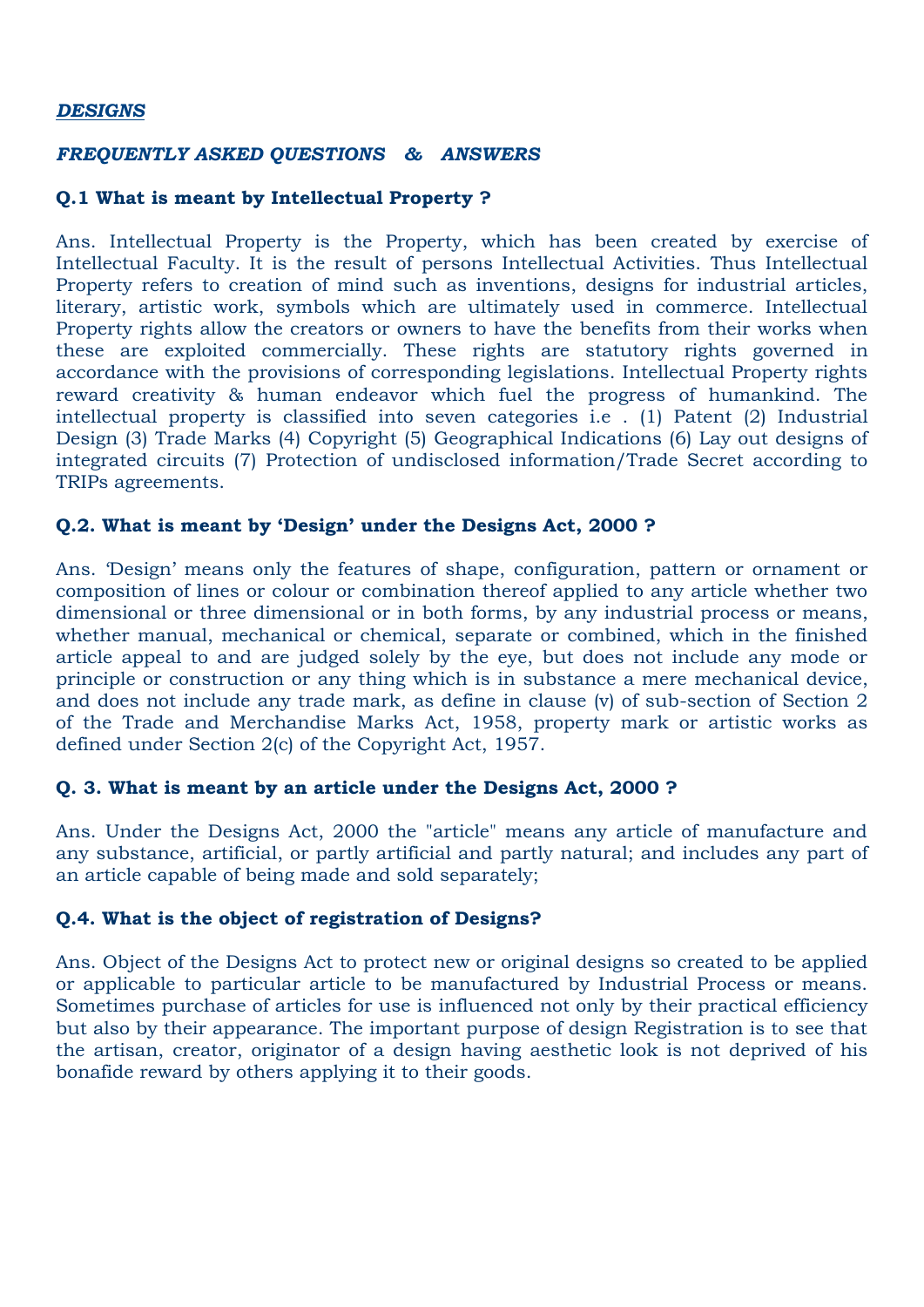***DESIGNS***

***FREQUENTLY ASKED QUESTIONS & ANSWERS***

**Q.1 What is meant by Intellectual Property ?**

Ans. Intellectual Property is the Property, which has been created by exercise of Intellectual Faculty. It is the result of persons Intellectual Activities. Thus Intellectual Property refers to creation of mind such as inventions, designs for industrial articles, literary, artistic work, symbols which are ultimately used in commerce. Intellectual Property rights allow the creators or owners to have the benefits from their works when these are exploited commercially. These rights are statutory rights governed in accordance with the provisions of corresponding legislations. Intellectual Property rights reward creativity & human endeavor which fuel the progress of humankind. The intellectual property is classified into seven categories i.e . (1) Patent (2) Industrial Design (3) Trade Marks (4) Copyright (5) Geographical Indications (6) Lay out designs of integrated circuits (7) Protection of undisclosed information/Trade Secret according to TRIPs agreements.

**Q.2. What is meant by 'Design' under the Designs Act, 2000 ?**

Ans. 'Design' means only the features of shape, configuration, pattern or ornament or composition of lines or colour or combination thereof applied to any article whether two dimensional or three dimensional or in both forms, by any industrial process or means, whether manual, mechanical or chemical, separate or combined, which in the finished article appeal to and are judged solely by the eye, but does not include any mode or principle or construction or any thing which is in substance a mere mechanical device, and does not include any trade mark, as define in clause (v) of sub-section of Section 2 of the Trade and Merchandise Marks Act, 1958, property mark or artistic works as defined under Section 2(c) of the Copyright Act, 1957.

**Q. 3. What is meant by an article under the Designs Act, 2000 ?**

Ans. Under the Designs Act, 2000 the "article" means any article of manufacture and any substance, artificial, or partly artificial and partly natural; and includes any part of an article capable of being made and sold separately;

**Q.4. What is the object of registration of Designs?**

Ans. Object of the Designs Act to protect new or original designs so created to be applied or applicable to particular article to be manufactured by Industrial Process or means. Sometimes purchase of articles for use is influenced not only by their practical efficiency but also by their appearance. The important purpose of design Registration is to see that the artisan, creator, originator of a design having aesthetic look is not deprived of his bonafide reward by others applying it to their goods.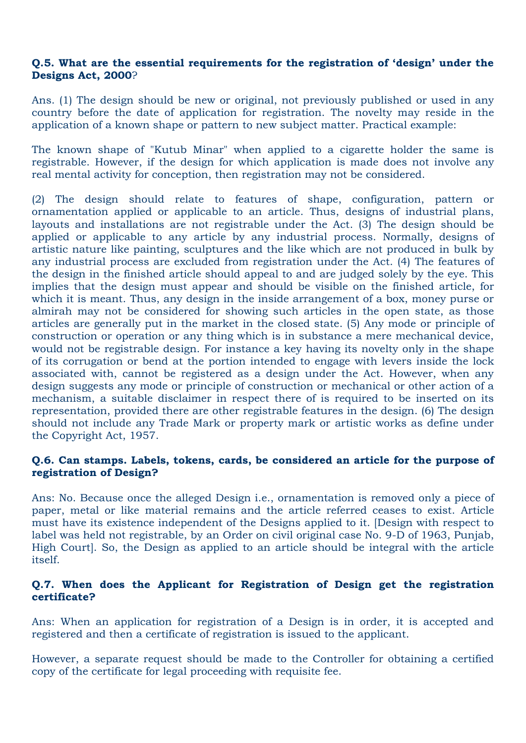**Q.5. What are the essential requirements for the registration of 'design' under the Designs Act, 2000?**

Ans. (1) The design should be new or original, not previously published or used in any country before the date of application for registration. The novelty may reside in the application of a known shape or pattern to new subject matter. Practical example:

The known shape of "Kutub Minar" when applied to a cigarette holder the same is registrable. However, if the design for which application is made does not involve any real mental activity for conception, then registration may not be considered.

(2) The design should relate to features of shape, configuration, pattern or ornamentation applied or applicable to an article. Thus, designs of industrial plans, layouts and installations are not registrable under the Act. (3) The design should be applied or applicable to any article by any industrial process. Normally, designs of artistic nature like painting, sculptures and the like which are not produced in bulk by any industrial process are excluded from registration under the Act. (4) The features of the design in the finished article should appeal to and are judged solely by the eye. This implies that the design must appear and should be visible on the finished article, for which it is meant. Thus, any design in the inside arrangement of a box, money purse or almirah may not be considered for showing such articles in the open state, as those articles are generally put in the market in the closed state. (5) Any mode or principle of construction or operation or any thing which is in substance a mere mechanical device, would not be registrable design. For instance a key having its novelty only in the shape of its corrugation or bend at the portion intended to engage with levers inside the lock associated with, cannot be registered as a design under the Act. However, when any design suggests any mode or principle of construction or mechanical or other action of a mechanism, a suitable disclaimer in respect there of is required to be inserted on its representation, provided there are other registrable features in the design. (6) The design should not include any Trade Mark or property mark or artistic works as define under the Copyright Act, 1957.

**Q.6. Can stamps. Labels, tokens, cards, be considered an article for the purpose of registration of Design?**

Ans: No. Because once the alleged Design i.e., ornamentation is removed only a piece of paper, metal or like material remains and the article referred ceases to exist. Article must have its existence independent of the Designs applied to it. [Design with respect to label was held not registrable, by an Order on civil original case No. 9-D of 1963, Punjab, High Court]. So, the Design as applied to an article should be integral with the article itself.

**Q.7. When does the Applicant for Registration of Design get the registration certificate?**

Ans: When an application for registration of a Design is in order, it is accepted and registered and then a certificate of registration is issued to the applicant.

However, a separate request should be made to the Controller for obtaining a certified copy of the certificate for legal proceeding with requisite fee.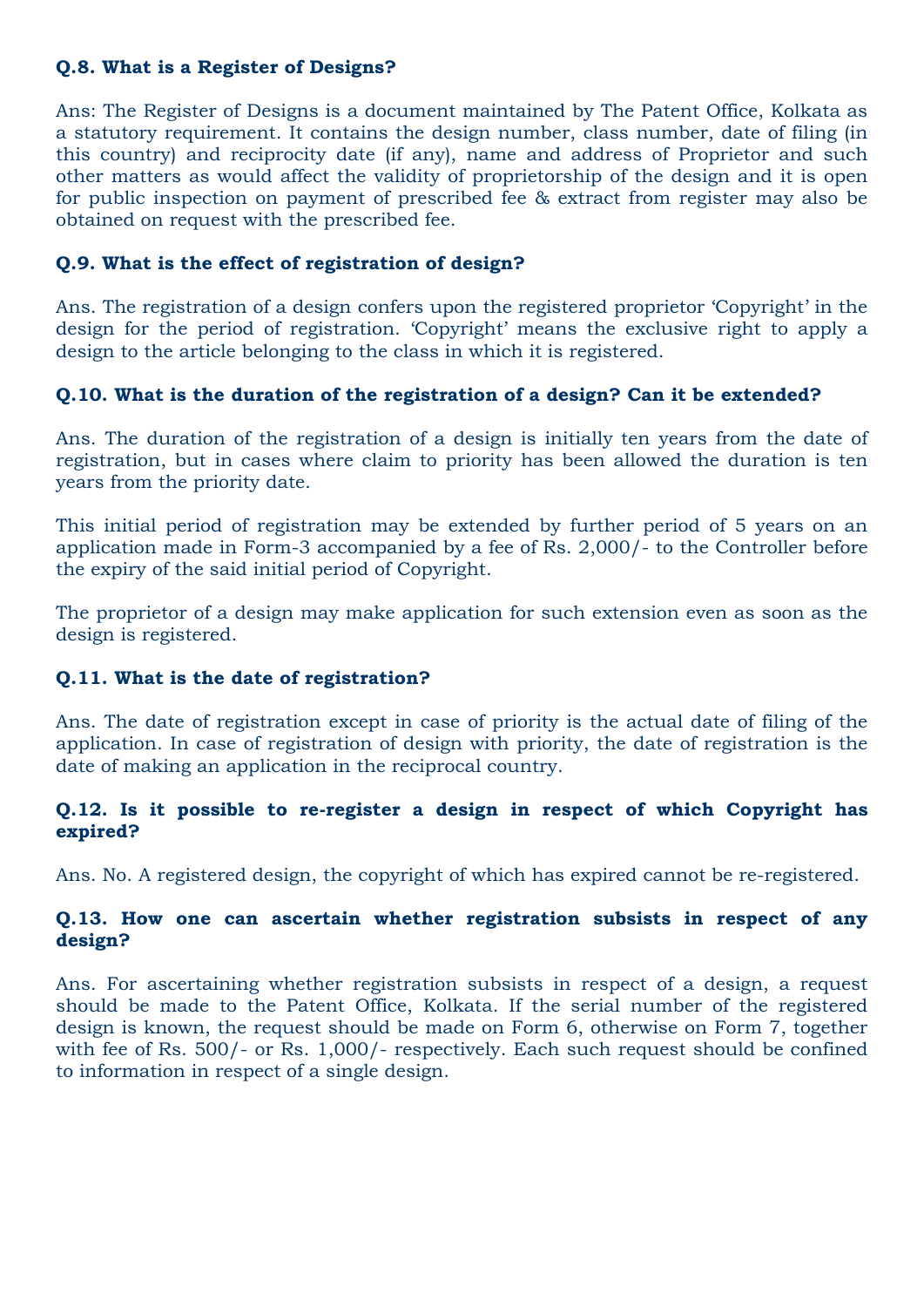**Q.8. What is a Register of Designs?**

Ans: The Register of Designs is a document maintained by The Patent Office, Kolkata as a statutory requirement. It contains the design number, class number, date of filing (in this country) and reciprocity date (if any), name and address of Proprietor and such other matters as would affect the validity of proprietorship of the design and it is open for public inspection on payment of prescribed fee & extract from register may also be obtained on request with the prescribed fee.

**Q.9. What is the effect of registration of design?**

Ans. The registration of a design confers upon the registered proprietor 'Copyright' in the design for the period of registration. 'Copyright' means the exclusive right to apply a design to the article belonging to the class in which it is registered.

**Q.10. What is the duration of the registration of a design? Can it be extended?**

Ans. The duration of the registration of a design is initially ten years from the date of registration, but in cases where claim to priority has been allowed the duration is ten years from the priority date.

This initial period of registration may be extended by further period of 5 years on an application made in Form-3 accompanied by a fee of Rs. 2,000/- to the Controller before the expiry of the said initial period of Copyright.

The proprietor of a design may make application for such extension even as soon as the design is registered.

**Q.11. What is the date of registration?**

Ans. The date of registration except in case of priority is the actual date of filing of the application. In case of registration of design with priority, the date of registration is the date of making an application in the reciprocal country.

**Q.12. Is it possible to re-register a design in respect of which Copyright has expired?**

Ans. No. A registered design, the copyright of which has expired cannot be re-registered.

**Q.13. How one can ascertain whether registration subsists in respect of any design?**

Ans. For ascertaining whether registration subsists in respect of a design, a request should be made to the Patent Office, Kolkata. If the serial number of the registered design is known, the request should be made on Form 6, otherwise on Form 7, together with fee of Rs. 500/- or Rs. 1,000/- respectively. Each such request should be confined to information in respect of a single design.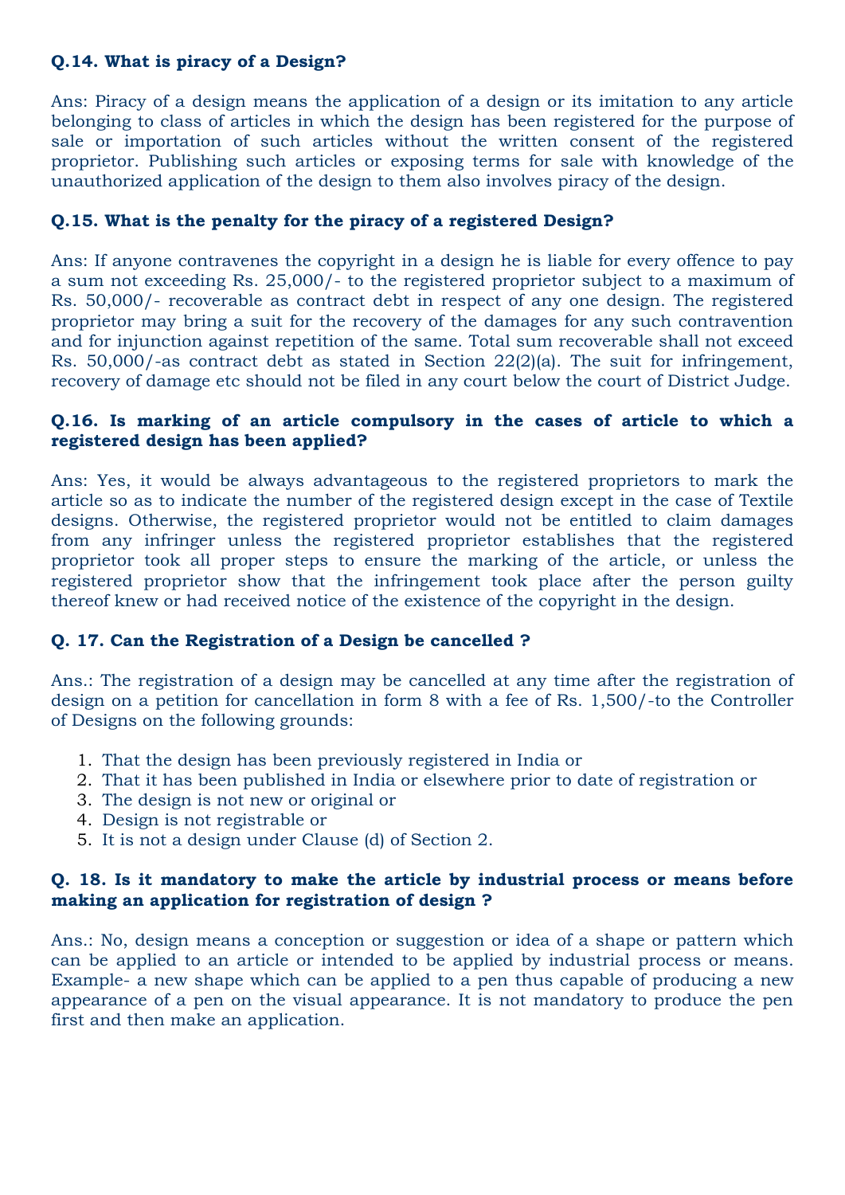### Q.14. What is piracy of a Design?

Ans: Piracy of a design means the application of a design or its imitation to any article belonging to class of articles in which the design has been registered for the purpose of sale or importation of such articles without the written consent of the registered proprietor. Publishing such articles or exposing terms for sale with knowledge of the unauthorized application of the design to them also involves piracy of the design.

### Q.15. What is the penalty for the piracy of a registered Design?

Ans: If anyone contravenes the copyright in a design he is liable for every offence to pay a sum not exceeding Rs. 25,000/- to the registered proprietor subject to a maximum of Rs. 50,000/- recoverable as contract debt in respect of any one design. The registered proprietor may bring a suit for the recovery of the damages for any such contravention and for injunction against repetition of the same. Total sum recoverable shall not exceed Rs. 50,000/-as contract debt as stated in Section 22(2)(a). The suit for infringement, recovery of damage etc should not be filed in any court below the court of District Judge.

### Q.16. Is marking of an article compulsory in the cases of article to which a registered design has been applied?

Ans: Yes, it would be always advantageous to the registered proprietors to mark the article so as to indicate the number of the registered design except in the case of Textile designs. Otherwise, the registered proprietor would not be entitled to claim damages from any infringer unless the registered proprietor establishes that the registered proprietor took all proper steps to ensure the marking of the article, or unless the registered proprietor show that the infringement took place after the person guilty thereof knew or had received notice of the existence of the copyright in the design.

### Q. 17. Can the Registration of a Design be cancelled ?

Ans.: The registration of a design may be cancelled at any time after the registration of design on a petition for cancellation in form 8 with a fee of Rs. 1,500/-to the Controller of Designs on the following grounds:

1. That the design has been previously registered in India or
2. That it has been published in India or elsewhere prior to date of registration or
3. The design is not new or original or
4. Design is not registrable or
5. It is not a design under Clause (d) of Section 2.

### Q. 18. Is it mandatory to make the article by industrial process or means before making an application for registration of design ?

Ans.: No, design means a conception or suggestion or idea of a shape or pattern which can be applied to an article or intended to be applied by industrial process or means. Example- a new shape which can be applied to a pen thus capable of producing a new appearance of a pen on the visual appearance. It is not mandatory to produce the pen first and then make an application.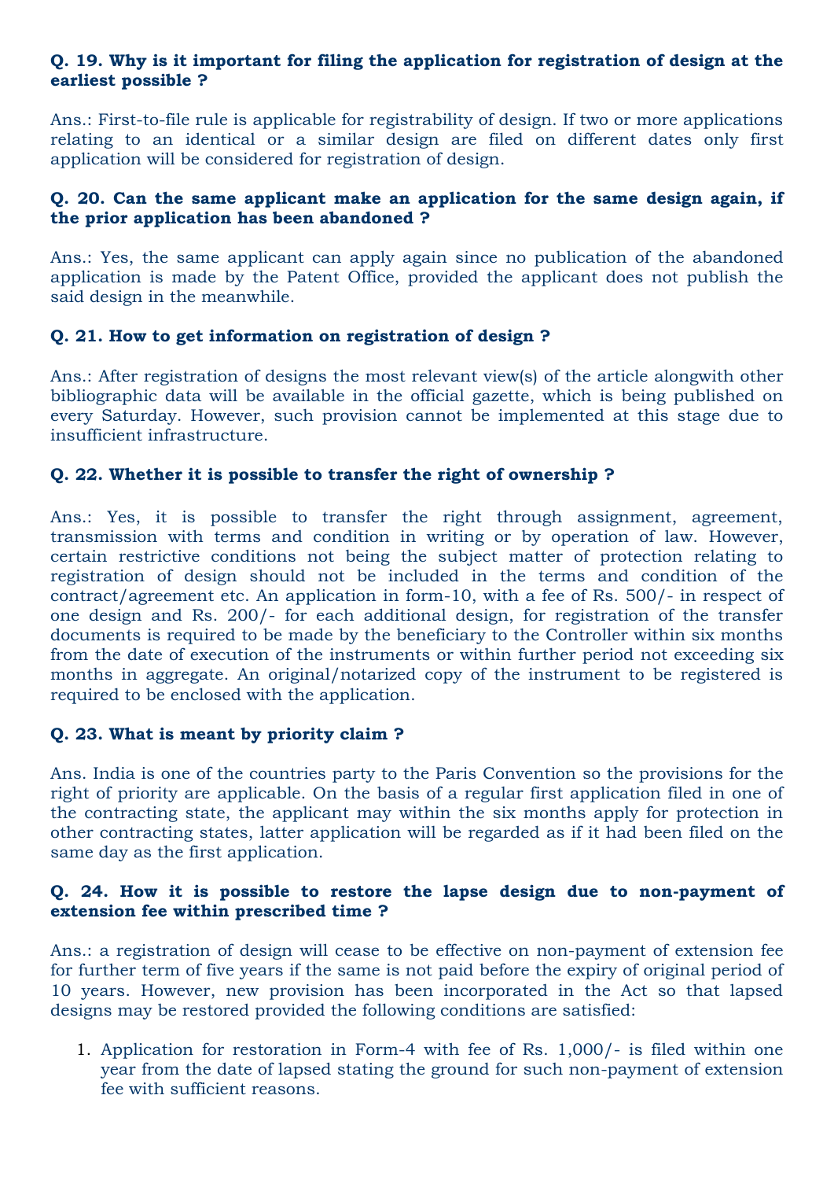**Q. 19. Why is it important for filing the application for registration of design at the earliest possible ?**

Ans.: First-to-file rule is applicable for registrability of design. If two or more applications relating to an identical or a similar design are filed on different dates only first application will be considered for registration of design.

**Q. 20. Can the same applicant make an application for the same design again, if the prior application has been abandoned ?**

Ans.: Yes, the same applicant can apply again since no publication of the abandoned application is made by the Patent Office, provided the applicant does not publish the said design in the meanwhile.

**Q. 21. How to get information on registration of design ?**

Ans.: After registration of designs the most relevant view(s) of the article alongwith other bibliographic data will be available in the official gazette, which is being published on every Saturday. However, such provision cannot be implemented at this stage due to insufficient infrastructure.

**Q. 22. Whether it is possible to transfer the right of ownership ?**

Ans.: Yes, it is possible to transfer the right through assignment, agreement, transmission with terms and condition in writing or by operation of law. However, certain restrictive conditions not being the subject matter of protection relating to registration of design should not be included in the terms and condition of the contract/agreement etc. An application in form-10, with a fee of Rs. 500/- in respect of one design and Rs. 200/- for each additional design, for registration of the transfer documents is required to be made by the beneficiary to the Controller within six months from the date of execution of the instruments or within further period not exceeding six months in aggregate. An original/notarized copy of the instrument to be registered is required to be enclosed with the application.

**Q. 23. What is meant by priority claim ?**

Ans. India is one of the countries party to the Paris Convention so the provisions for the right of priority are applicable. On the basis of a regular first application filed in one of the contracting state, the applicant may within the six months apply for protection in other contracting states, latter application will be regarded as if it had been filed on the same day as the first application.

**Q. 24. How it is possible to restore the lapse design due to non-payment of extension fee within prescribed time ?**

Ans.: a registration of design will cease to be effective on non-payment of extension fee for further term of five years if the same is not paid before the expiry of original period of 10 years. However, new provision has been incorporated in the Act so that lapsed designs may be restored provided the following conditions are satisfied:

1. Application for restoration in Form-4 with fee of Rs. 1,000/- is filed within one year from the date of lapsed stating the ground for such non-payment of extension fee with sufficient reasons.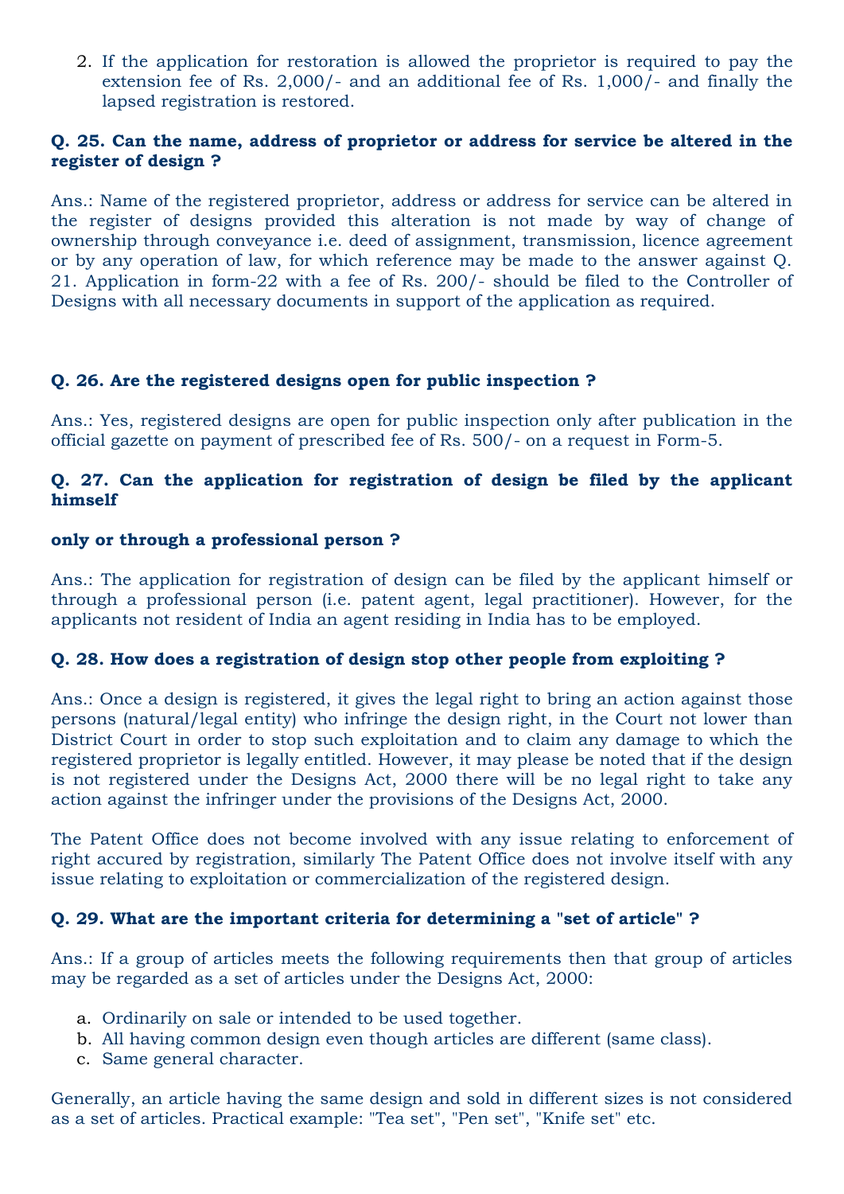2. If the application for restoration is allowed the proprietor is required to pay the extension fee of Rs. 2,000/- and an additional fee of Rs. 1,000/- and finally the lapsed registration is restored.

**Q. 25. Can the name, address of proprietor or address for service be altered in the register of design ?**

Ans.: Name of the registered proprietor, address or address for service can be altered in the register of designs provided this alteration is not made by way of change of ownership through conveyance i.e. deed of assignment, transmission, licence agreement or by any operation of law, for which reference may be made to the answer against Q. 21. Application in form-22 with a fee of Rs. 200/- should be filed to the Controller of Designs with all necessary documents in support of the application as required.

**Q. 26. Are the registered designs open for public inspection ?**

Ans.: Yes, registered designs are open for public inspection only after publication in the official gazette on payment of prescribed fee of Rs. 500/- on a request in Form-5.

**Q. 27. Can the application for registration of design be filed by the applicant himself**

**only or through a professional person ?**

Ans.: The application for registration of design can be filed by the applicant himself or through a professional person (i.e. patent agent, legal practitioner). However, for the applicants not resident of India an agent residing in India has to be employed.

**Q. 28. How does a registration of design stop other people from exploiting ?**

Ans.: Once a design is registered, it gives the legal right to bring an action against those persons (natural/legal entity) who infringe the design right, in the Court not lower than District Court in order to stop such exploitation and to claim any damage to which the registered proprietor is legally entitled. However, it may please be noted that if the design is not registered under the Designs Act, 2000 there will be no legal right to take any action against the infringer under the provisions of the Designs Act, 2000.

The Patent Office does not become involved with any issue relating to enforcement of right accured by registration, similarly The Patent Office does not involve itself with any issue relating to exploitation or commercialization of the registered design.

**Q. 29. What are the important criteria for determining a "set of article" ?**

Ans.: If a group of articles meets the following requirements then that group of articles may be regarded as a set of articles under the Designs Act, 2000:

a. Ordinarily on sale or intended to be used together.
b. All having common design even though articles are different (same class).
c. Same general character.

Generally, an article having the same design and sold in different sizes is not considered as a set of articles. Practical example: "Tea set", "Pen set", "Knife set" etc.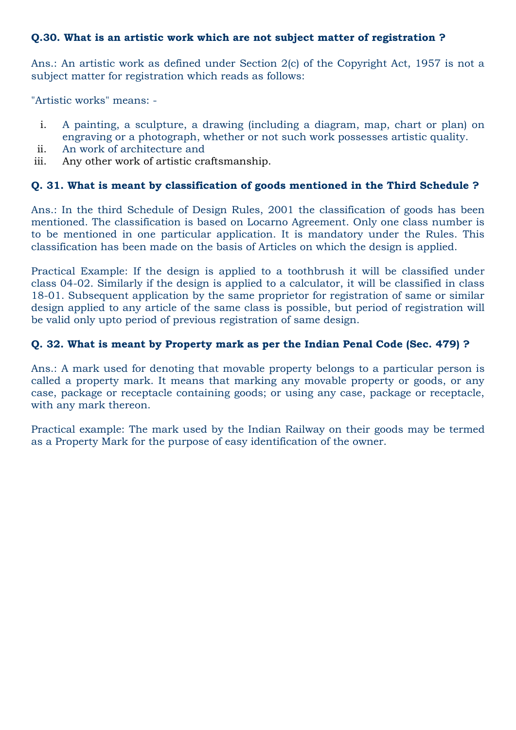**Q.30. What is an artistic work which are not subject matter of registration ?**

Ans.: An artistic work as defined under Section 2(c) of the Copyright Act, 1957 is not a subject matter for registration which reads as follows:

"Artistic works" means: -

i. A painting, a sculpture, a drawing (including a diagram, map, chart or plan) on engraving or a photograph, whether or not such work possesses artistic quality.
ii. An work of architecture and
iii. Any other work of artistic craftsmanship.

**Q. 31. What is meant by classification of goods mentioned in the Third Schedule ?**

Ans.: In the third Schedule of Design Rules, 2001 the classification of goods has been mentioned. The classification is based on Locarno Agreement. Only one class number is to be mentioned in one particular application. It is mandatory under the Rules. This classification has been made on the basis of Articles on which the design is applied.

Practical Example: If the design is applied to a toothbrush it will be classified under class 04-02. Similarly if the design is applied to a calculator, it will be classified in class 18-01. Subsequent application by the same proprietor for registration of same or similar design applied to any article of the same class is possible, but period of registration will be valid only upto period of previous registration of same design.

**Q. 32. What is meant by Property mark as per the Indian Penal Code (Sec. 479) ?**

Ans.: A mark used for denoting that movable property belongs to a particular person is called a property mark. It means that marking any movable property or goods, or any case, package or receptacle containing goods; or using any case, package or receptacle, with any mark thereon.

Practical example: The mark used by the Indian Railway on their goods may be termed as a Property Mark for the purpose of easy identification of the owner.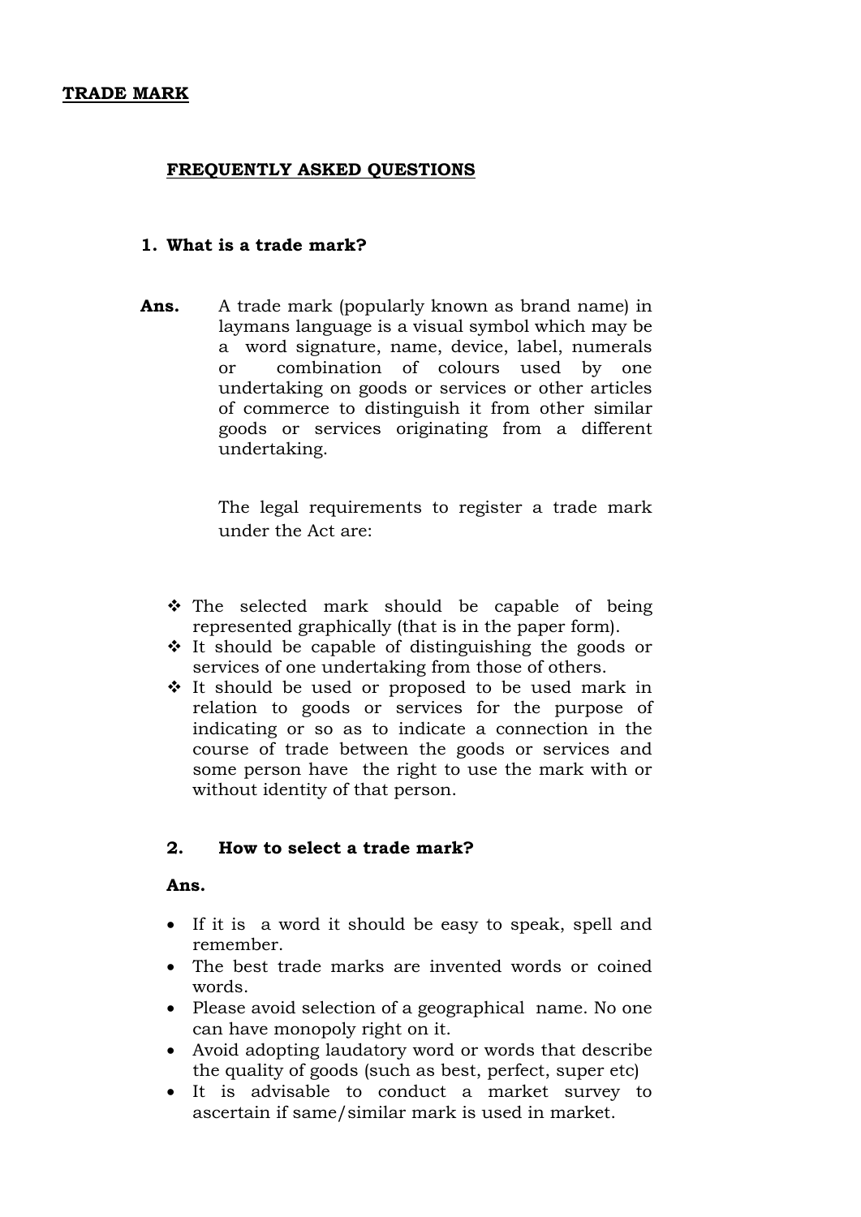**TRADE MARK**

**FREQUENTLY ASKED QUESTIONS**

**1. What is a trade mark?**

**Ans.** A trade mark (popularly known as brand name) in laymans language is a visual symbol which may be a word signature, name, device, label, numerals or combination of colours used by one undertaking on goods or services or other articles of commerce to distinguish it from other similar goods or services originating from a different undertaking.

The legal requirements to register a trade mark under the Act are:

- The selected mark should be capable of being represented graphically (that is in the paper form).
- It should be capable of distinguishing the goods or services of one undertaking from those of others.
- It should be used or proposed to be used mark in relation to goods or services for the purpose of indicating or so as to indicate a connection in the course of trade between the goods or services and some person have the right to use the mark with or without identity of that person.

**2. How to select a trade mark?**

**Ans.**

- If it is a word it should be easy to speak, spell and remember.
- The best trade marks are invented words or coined words.
- Please avoid selection of a geographical name. No one can have monopoly right on it.
- Avoid adopting laudatory word or words that describe the quality of goods (such as best, perfect, super etc)
- It is advisable to conduct a market survey to ascertain if same/similar mark is used in market.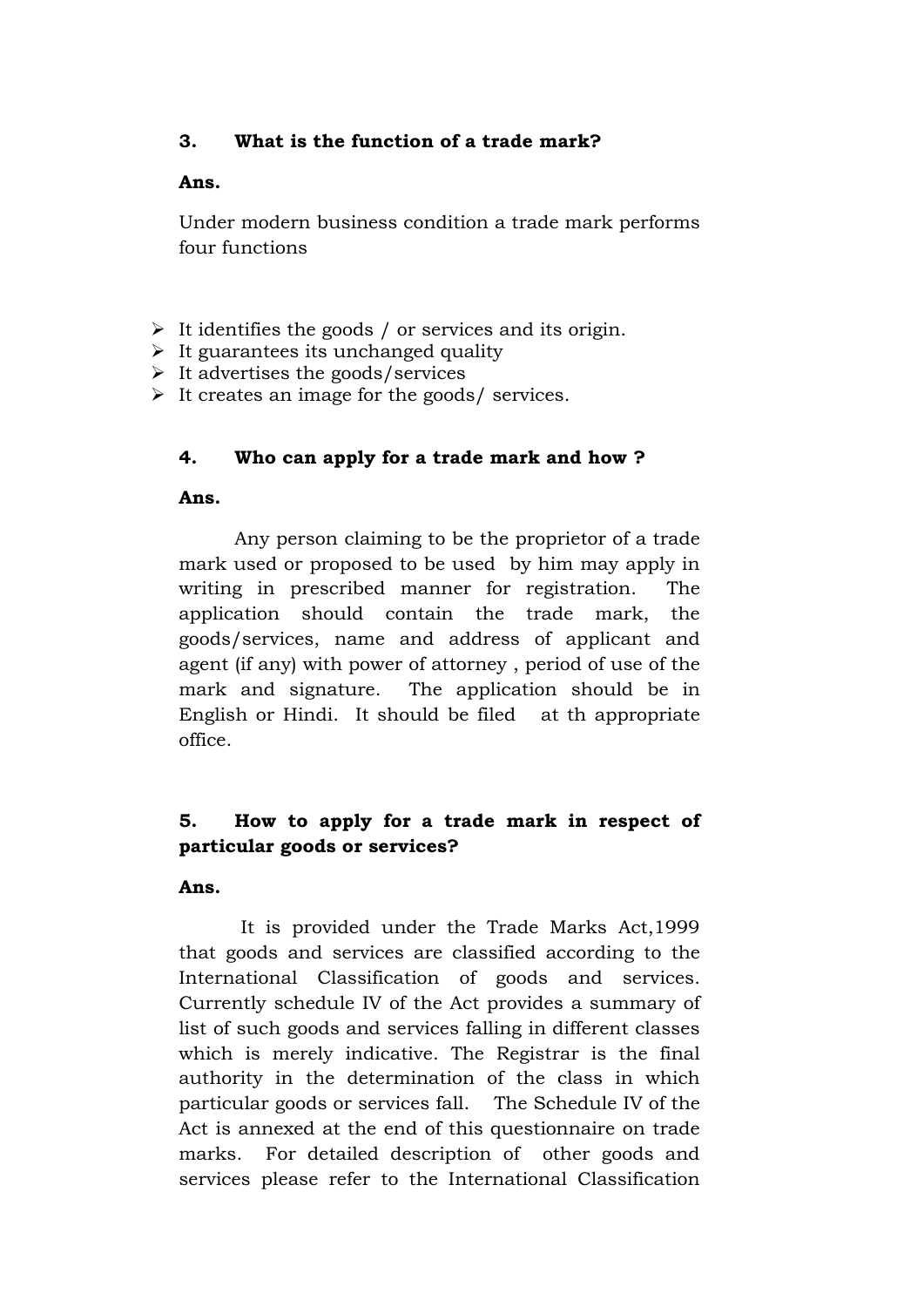**3. What is the function of a trade mark?**

**Ans.**

Under modern business condition a trade mark performs four functions

- It identifies the goods / or services and its origin.
- It guarantees its unchanged quality
- It advertises the goods/services
- It creates an image for the goods/ services.

**4. Who can apply for a trade mark and how ?**

**Ans.**

Any person claiming to be the proprietor of a trade mark used or proposed to be used by him may apply in writing in prescribed manner for registration. The application should contain the trade mark, the goods/services, name and address of applicant and agent (if any) with power of attorney , period of use of the mark and signature. The application should be in English or Hindi. It should be filed at th appropriate office.

**5. How to apply for a trade mark in respect of particular goods or services?**

**Ans.**

It is provided under the Trade Marks Act,1999 that goods and services are classified according to the International Classification of goods and services. Currently schedule IV of the Act provides a summary of list of such goods and services falling in different classes which is merely indicative. The Registrar is the final authority in the determination of the class in which particular goods or services fall. The Schedule IV of the Act is annexed at the end of this questionnaire on trade marks. For detailed description of other goods and services please refer to the International Classification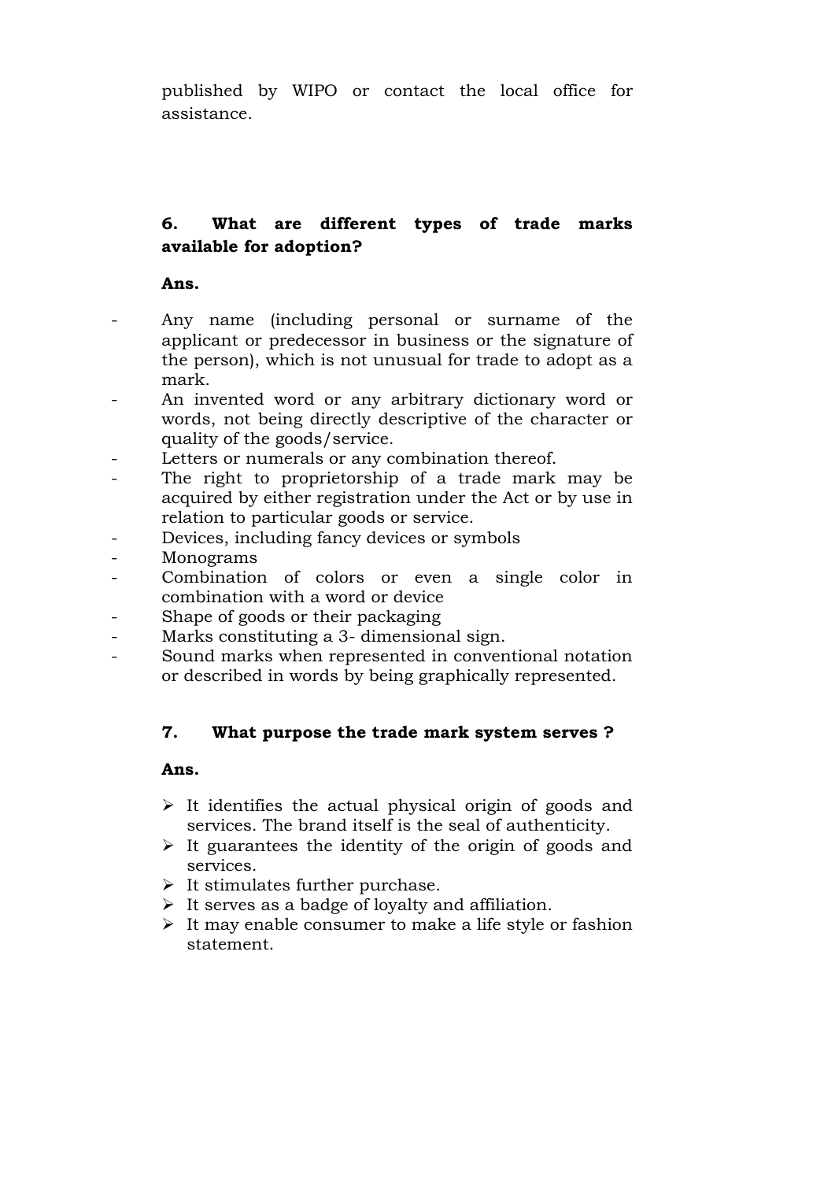published by WIPO or contact the local office for assistance.

**6. What are different types of trade marks available for adoption?**

**Ans.**

- Any name (including personal or surname of the applicant or predecessor in business or the signature of the person), which is not unusual for trade to adopt as a mark.
- An invented word or any arbitrary dictionary word or words, not being directly descriptive of the character or quality of the goods/service.
- Letters or numerals or any combination thereof.
- The right to proprietorship of a trade mark may be acquired by either registration under the Act or by use in relation to particular goods or service.
- Devices, including fancy devices or symbols
- Monograms
- Combination of colors or even a single color in combination with a word or device
- Shape of goods or their packaging
- Marks constituting a 3- dimensional sign.
- Sound marks when represented in conventional notation or described in words by being graphically represented.

**7. What purpose the trade mark system serves ?**

**Ans.**

- It identifies the actual physical origin of goods and services. The brand itself is the seal of authenticity.
- It guarantees the identity of the origin of goods and services.
- It stimulates further purchase.
- It serves as a badge of loyalty and affiliation.
- It may enable consumer to make a life style or fashion statement.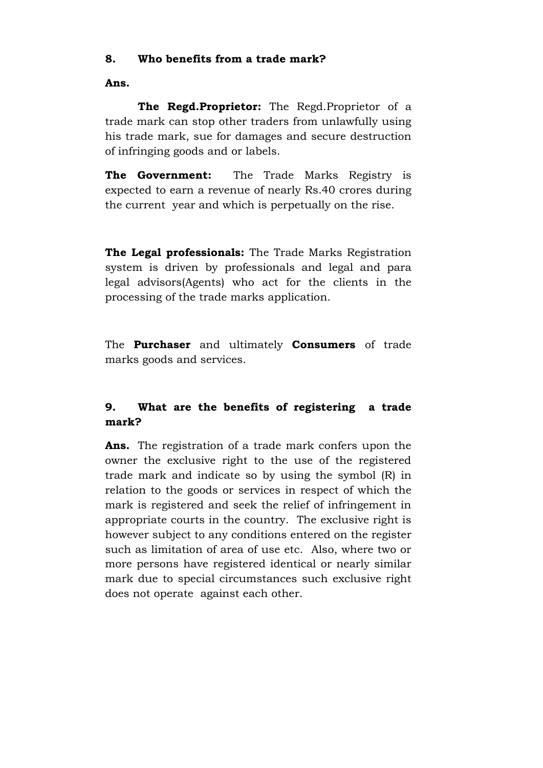**8. Who benefits from a trade mark?**

**Ans.**

**The Regd.Proprietor:** The Regd.Proprietor of a trade mark can stop other traders from unlawfully using his trade mark, sue for damages and secure destruction of infringing goods and or labels.

**The Government:** The Trade Marks Registry is expected to earn a revenue of nearly Rs.40 crores during the current year and which is perpetually on the rise.

**The Legal professionals:** The Trade Marks Registration system is driven by professionals and legal and para legal advisors(Agents) who act for the clients in the processing of the trade marks application.

The **Purchaser** and ultimately **Consumers** of trade marks goods and services.

**9. What are the benefits of registering a trade mark?**

**Ans.** The registration of a trade mark confers upon the owner the exclusive right to the use of the registered trade mark and indicate so by using the symbol (R) in relation to the goods or services in respect of which the mark is registered and seek the relief of infringement in appropriate courts in the country. The exclusive right is however subject to any conditions entered on the register such as limitation of area of use etc. Also, where two or more persons have registered identical or nearly similar mark due to special circumstances such exclusive right does not operate against each other.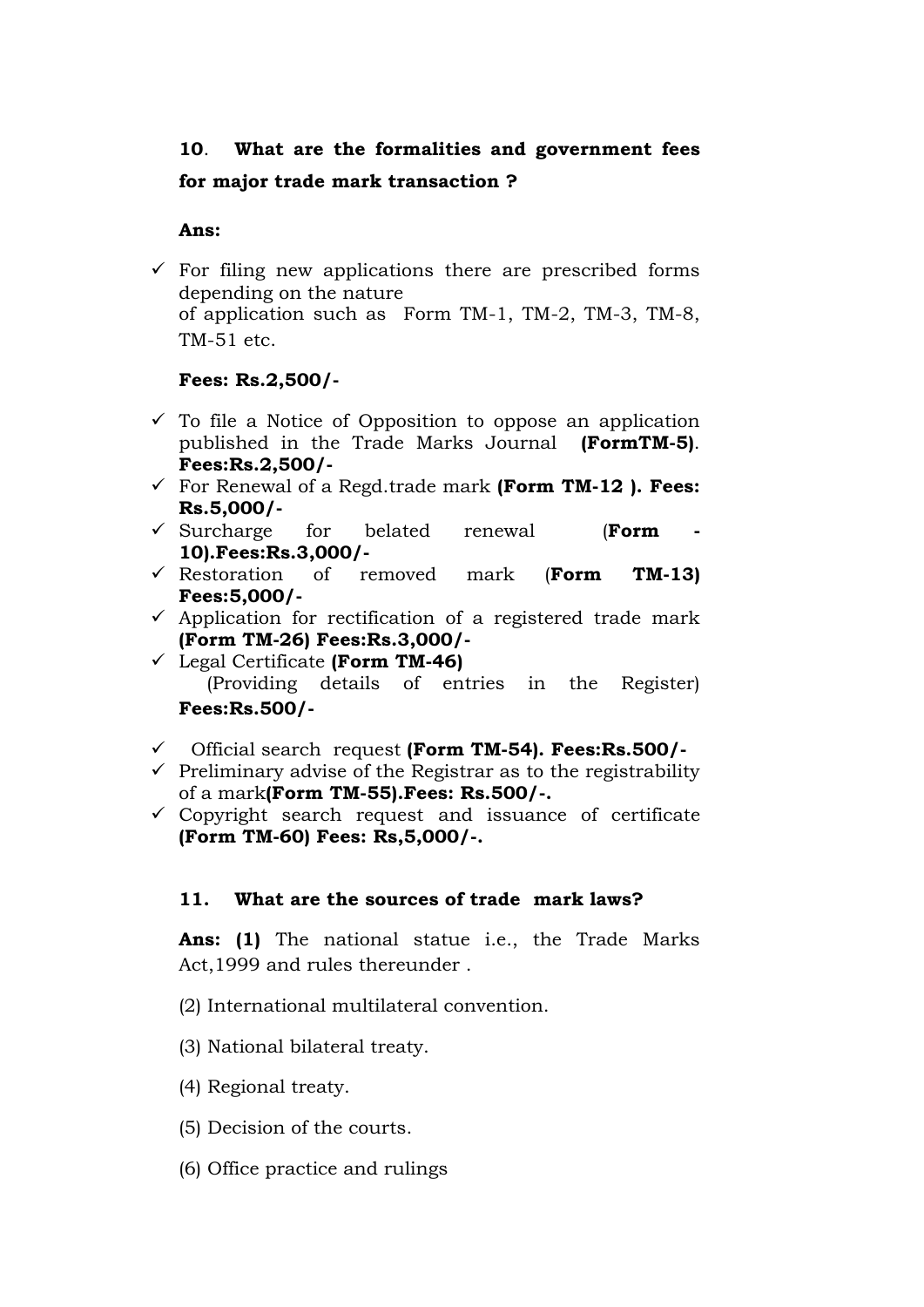**10**. **What are the formalities and government fees for major trade mark transaction ?**

**Ans:**

- ✓ For filing new applications there are prescribed forms depending on the nature of application such as Form TM-1, TM-2, TM-3, TM-8, TM-51 etc.

  **Fees: Rs.2,500/-**

- ✓ To file a Notice of Opposition to oppose an application published in the Trade Marks Journal **(FormTM-5)**. **Fees:Rs.2,500/-**
- ✓ For Renewal of a Regd.trade mark **(Form TM-12 ). Fees: Rs.5,000/-**
- ✓ Surcharge for belated renewal (**Form - 10).Fees:Rs.3,000/-**
- ✓ Restoration of removed mark (**Form TM-13) Fees:5,000/-**
- ✓ Application for rectification of a registered trade mark **(Form TM-26) Fees:Rs.3,000/-**
- ✓ Legal Certificate **(Form TM-46)** (Providing details of entries in the Register) **Fees:Rs.500/-**
- ✓ Official search request **(Form TM-54). Fees:Rs.500/-**
- ✓ Preliminary advise of the Registrar as to the registrability of a mark**(Form TM-55).Fees: Rs.500/-.**
- ✓ Copyright search request and issuance of certificate **(Form TM-60) Fees: Rs,5,000/-.**

**11. What are the sources of trade mark laws?**

**Ans: (1)** The national statue i.e., the Trade Marks Act,1999 and rules thereunder .

(2) International multilateral convention.

(3) National bilateral treaty.

(4) Regional treaty.

(5) Decision of the courts.

(6) Office practice and rulings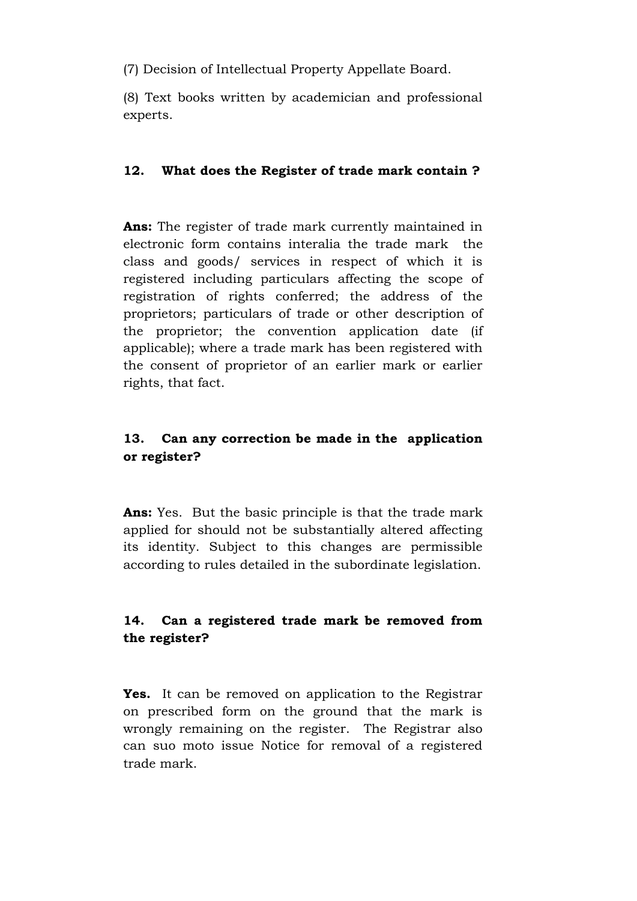(7) Decision of Intellectual Property Appellate Board.

(8) Text books written by academician and professional experts.

**12. What does the Register of trade mark contain ?**

**Ans:** The register of trade mark currently maintained in electronic form contains interalia the trade mark the class and goods/ services in respect of which it is registered including particulars affecting the scope of registration of rights conferred; the address of the proprietors; particulars of trade or other description of the proprietor; the convention application date (if applicable); where a trade mark has been registered with the consent of proprietor of an earlier mark or earlier rights, that fact.

**13. Can any correction be made in the application or register?**

**Ans:** Yes. But the basic principle is that the trade mark applied for should not be substantially altered affecting its identity. Subject to this changes are permissible according to rules detailed in the subordinate legislation.

**14. Can a registered trade mark be removed from the register?**

**Yes.** It can be removed on application to the Registrar on prescribed form on the ground that the mark is wrongly remaining on the register. The Registrar also can suo moto issue Notice for removal of a registered trade mark.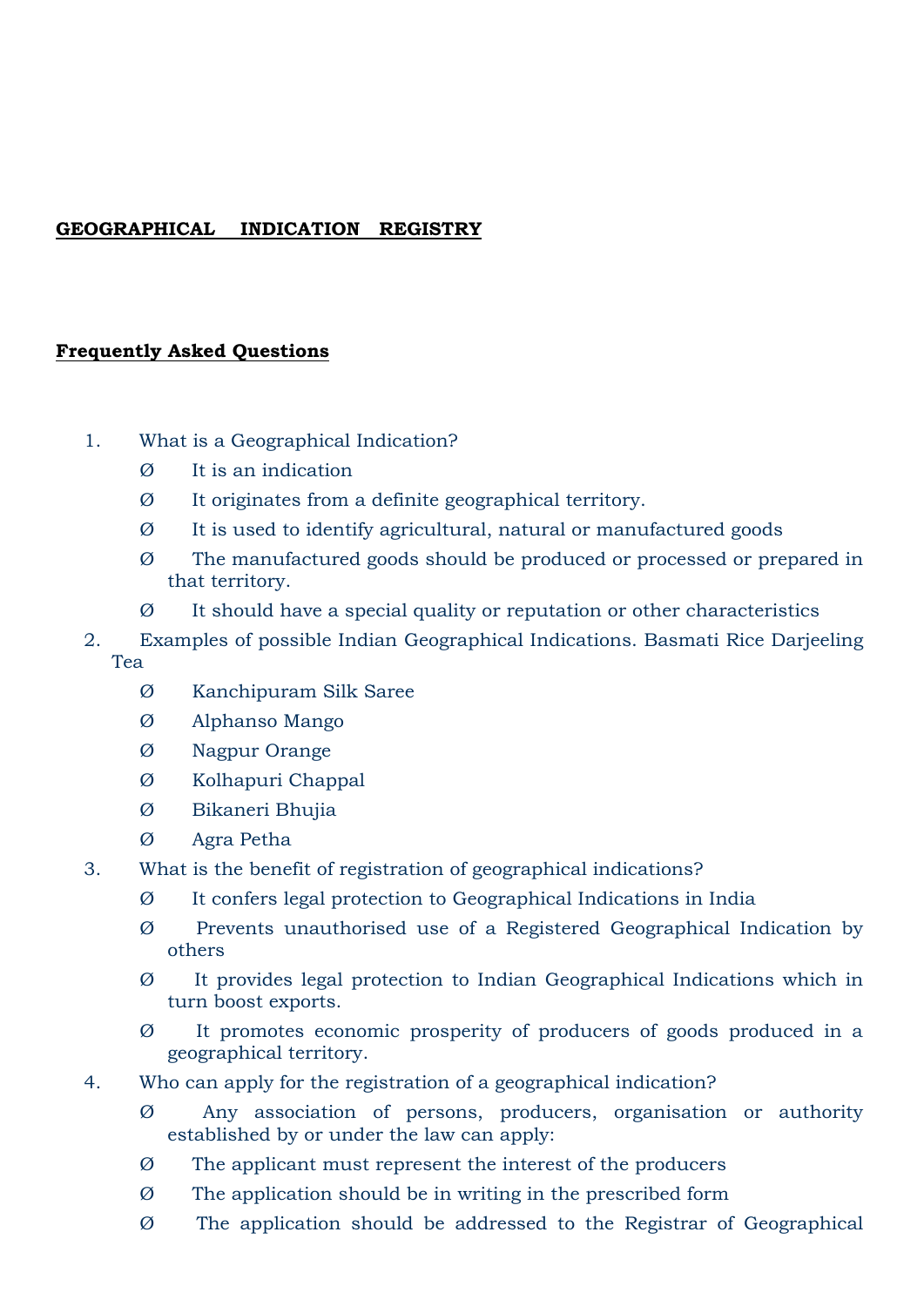**GEOGRAPHICAL INDICATION REGISTRY**

**Frequently Asked Questions**

1. What is a Geographical Indication?
    - Ø It is an indication
    - Ø It originates from a definite geographical territory.
    - Ø It is used to identify agricultural, natural or manufactured goods
    - Ø The manufactured goods should be produced or processed or prepared in that territory.
    - Ø It should have a special quality or reputation or other characteristics
2. Examples of possible Indian Geographical Indications. Basmati Rice Darjeeling Tea
    - Ø Kanchipuram Silk Saree
    - Ø Alphanso Mango
    - Ø Nagpur Orange
    - Ø Kolhapuri Chappal
    - Ø Bikaneri Bhujia
    - Ø Agra Petha
3. What is the benefit of registration of geographical indications?
    - Ø It confers legal protection to Geographical Indications in India
    - Ø Prevents unauthorised use of a Registered Geographical Indication by others
    - Ø It provides legal protection to Indian Geographical Indications which in turn boost exports.
    - Ø It promotes economic prosperity of producers of goods produced in a geographical territory.
4. Who can apply for the registration of a geographical indication?
    - Ø Any association of persons, producers, organisation or authority established by or under the law can apply:
    - Ø The applicant must represent the interest of the producers
    - Ø The application should be in writing in the prescribed form
    - Ø The application should be addressed to the Registrar of Geographical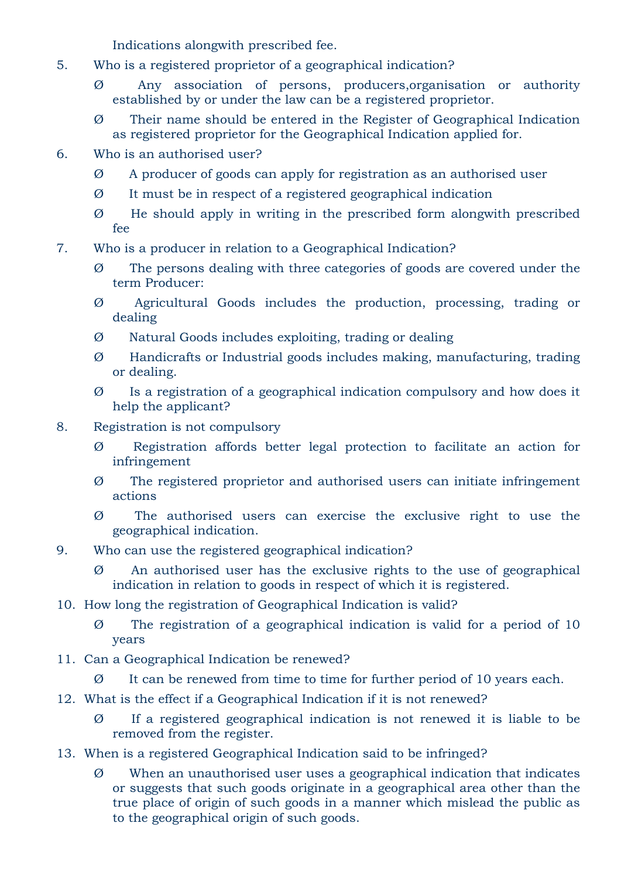Indications alongwith prescribed fee.

5. Who is a registered proprietor of a geographical indication?

    Ø Any association of persons, producers,organisation or authority established by or under the law can be a registered proprietor.

    Ø Their name should be entered in the Register of Geographical Indication as registered proprietor for the Geographical Indication applied for.

6. Who is an authorised user?

    Ø A producer of goods can apply for registration as an authorised user

    Ø It must be in respect of a registered geographical indication

    Ø He should apply in writing in the prescribed form alongwith prescribed fee

7. Who is a producer in relation to a Geographical Indication?

    Ø The persons dealing with three categories of goods are covered under the term Producer:

    Ø Agricultural Goods includes the production, processing, trading or dealing

    Ø Natural Goods includes exploiting, trading or dealing

    Ø Handicrafts or Industrial goods includes making, manufacturing, trading or dealing.

    Ø Is a registration of a geographical indication compulsory and how does it help the applicant?

8. Registration is not compulsory

    Ø Registration affords better legal protection to facilitate an action for infringement

    Ø The registered proprietor and authorised users can initiate infringement actions

    Ø The authorised users can exercise the exclusive right to use the geographical indication.

9. Who can use the registered geographical indication?

    Ø An authorised user has the exclusive rights to the use of geographical indication in relation to goods in respect of which it is registered.

10. How long the registration of Geographical Indication is valid?

    Ø The registration of a geographical indication is valid for a period of 10 years

11. Can a Geographical Indication be renewed?

    Ø It can be renewed from time to time for further period of 10 years each.

12. What is the effect if a Geographical Indication if it is not renewed?

    Ø If a registered geographical indication is not renewed it is liable to be removed from the register.

13. When is a registered Geographical Indication said to be infringed?

    Ø When an unauthorised user uses a geographical indication that indicates or suggests that such goods originate in a geographical area other than the true place of origin of such goods in a manner which mislead the public as to the geographical origin of such goods.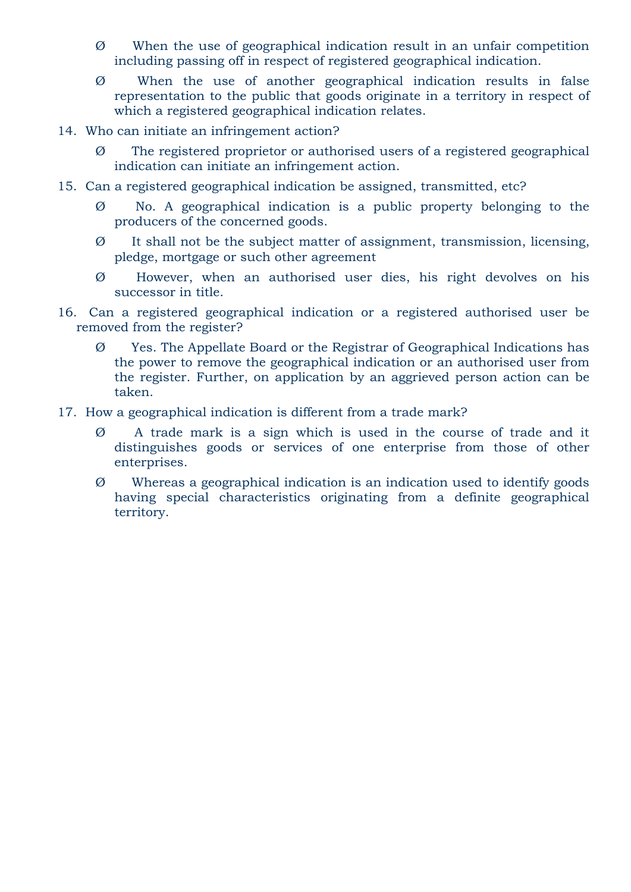- When the use of geographical indication result in an unfair competition including passing off in respect of registered geographical indication.
- When the use of another geographical indication results in false representation to the public that goods originate in a territory in respect of which a registered geographical indication relates.

14. Who can initiate an infringement action?
    - The registered proprietor or authorised users of a registered geographical indication can initiate an infringement action.
15. Can a registered geographical indication be assigned, transmitted, etc?
    - No. A geographical indication is a public property belonging to the producers of the concerned goods.
    - It shall not be the subject matter of assignment, transmission, licensing, pledge, mortgage or such other agreement
    - However, when an authorised user dies, his right devolves on his successor in title.
16. Can a registered geographical indication or a registered authorised user be removed from the register?
    - Yes. The Appellate Board or the Registrar of Geographical Indications has the power to remove the geographical indication or an authorised user from the register. Further, on application by an aggrieved person action can be taken.
17. How a geographical indication is different from a trade mark?
    - A trade mark is a sign which is used in the course of trade and it distinguishes goods or services of one enterprise from those of other enterprises.
    - Whereas a geographical indication is an indication used to identify goods having special characteristics originating from a definite geographical territory.